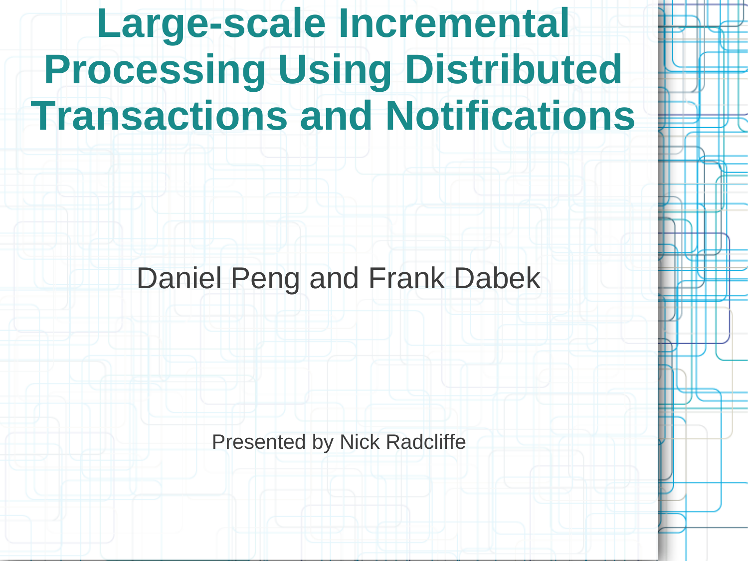# Large-scale Incremental Processing Using Distributed Transactions and Notifications

Daniel Peng and Frank Dabek

Presented by Nick Radcliffe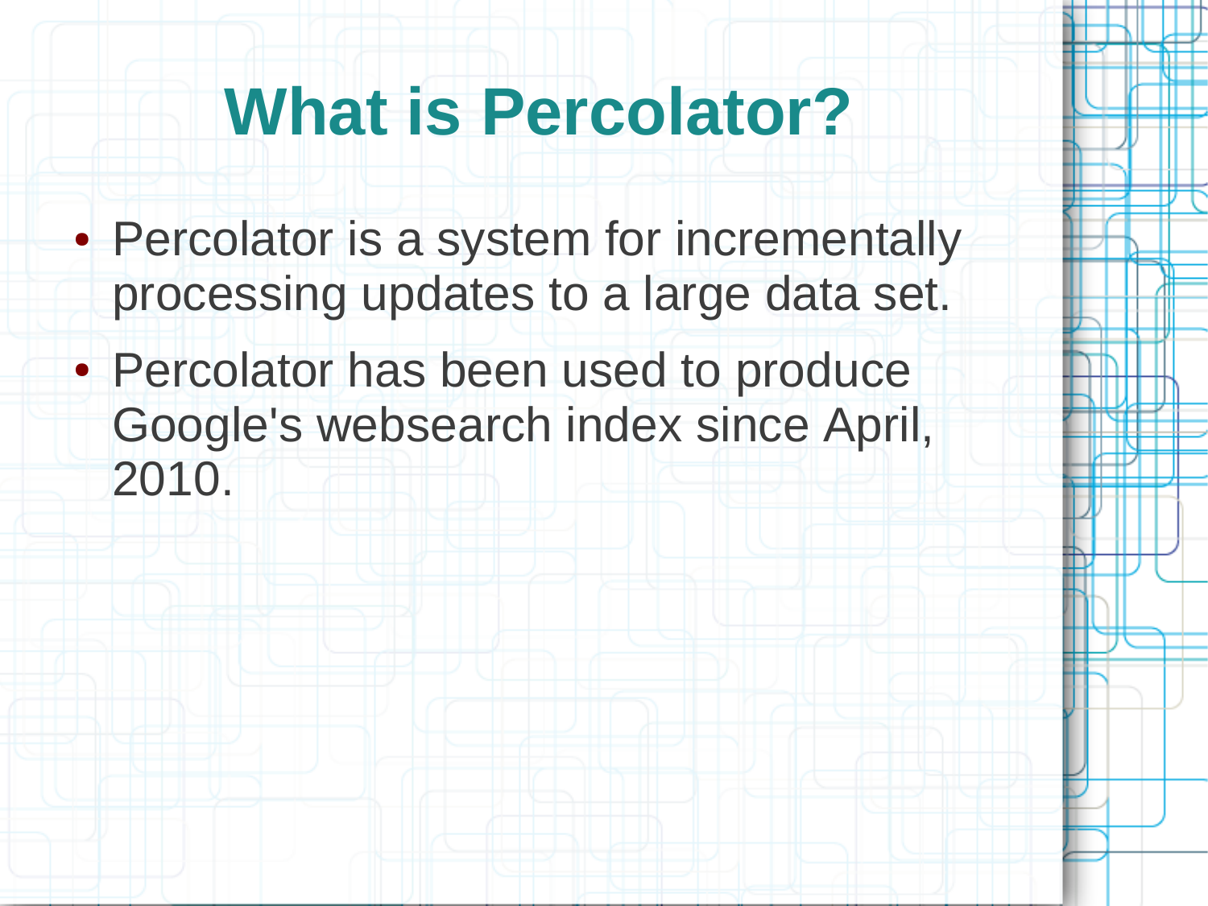# What is Percolator?

- Percolator is a system for incrementally processing updates to a large data set.
- Percolator has been used to produce Google's websearch index since April, 2010.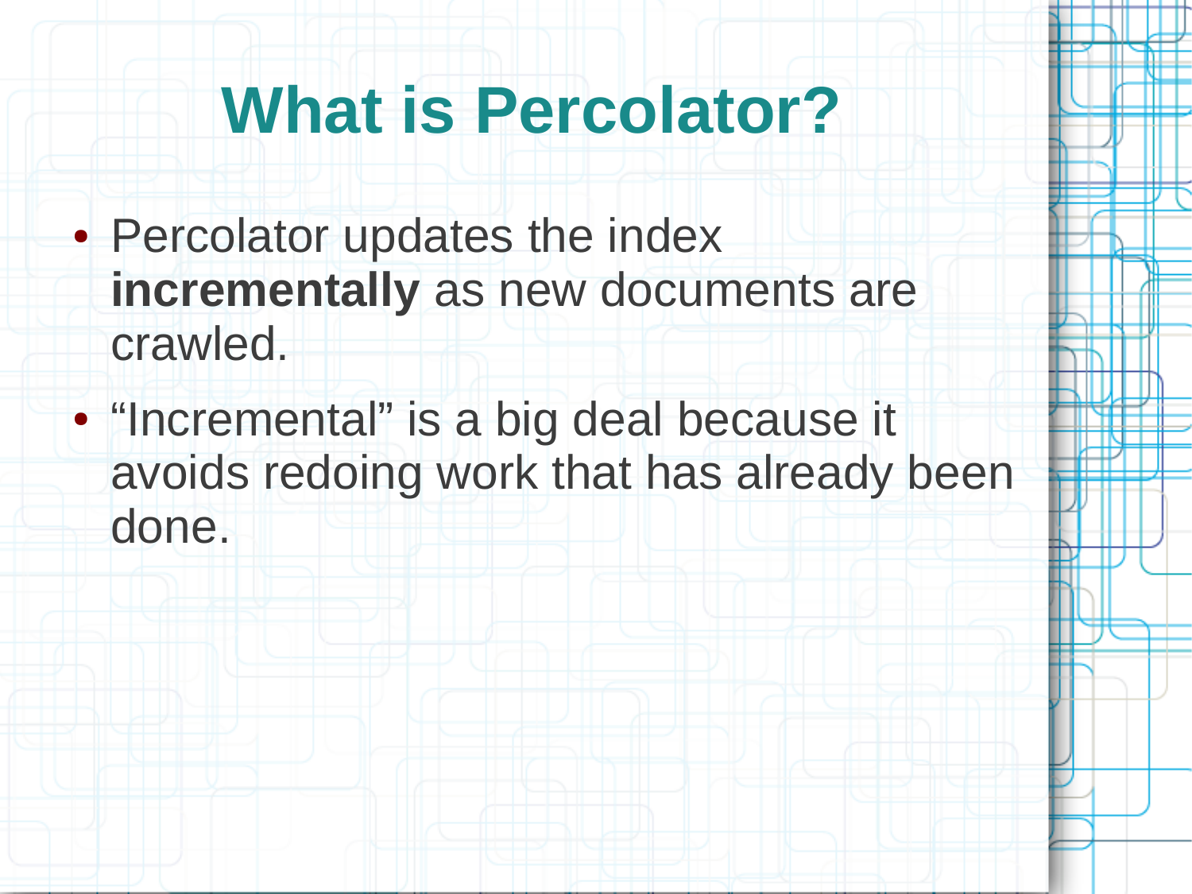# What is Percolator?

- Percolator updates the index **incrementally** as new documents are crawled.
- “Incremental” is a big deal because it avoids redoing work that has already been done.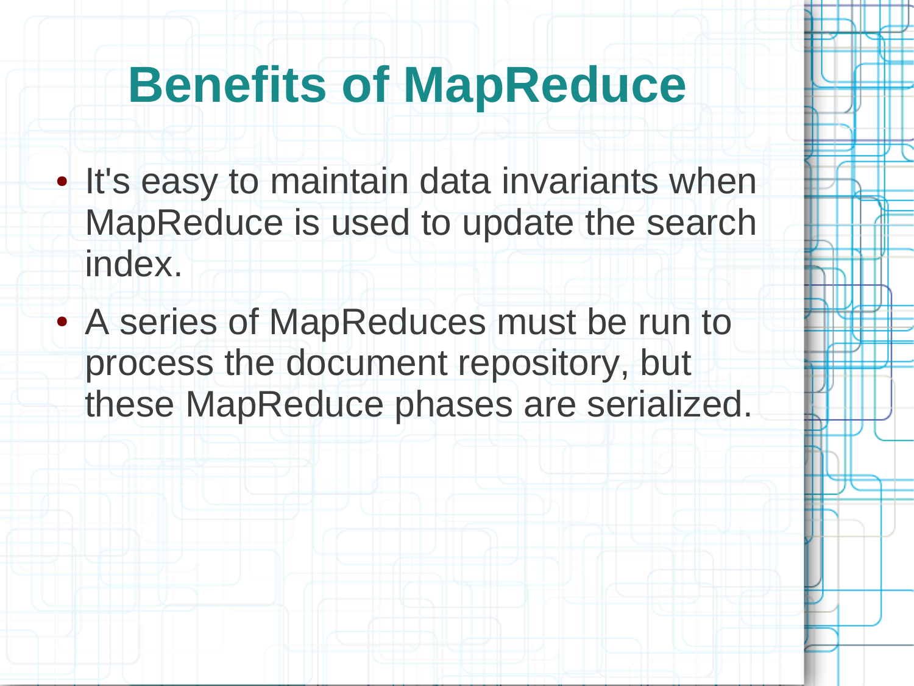# Benefits of MapReduce

- It's easy to maintain data invariants when MapReduce is used to update the search index.
- A series of MapReduces must be run to process the document repository, but these MapReduce phases are serialized.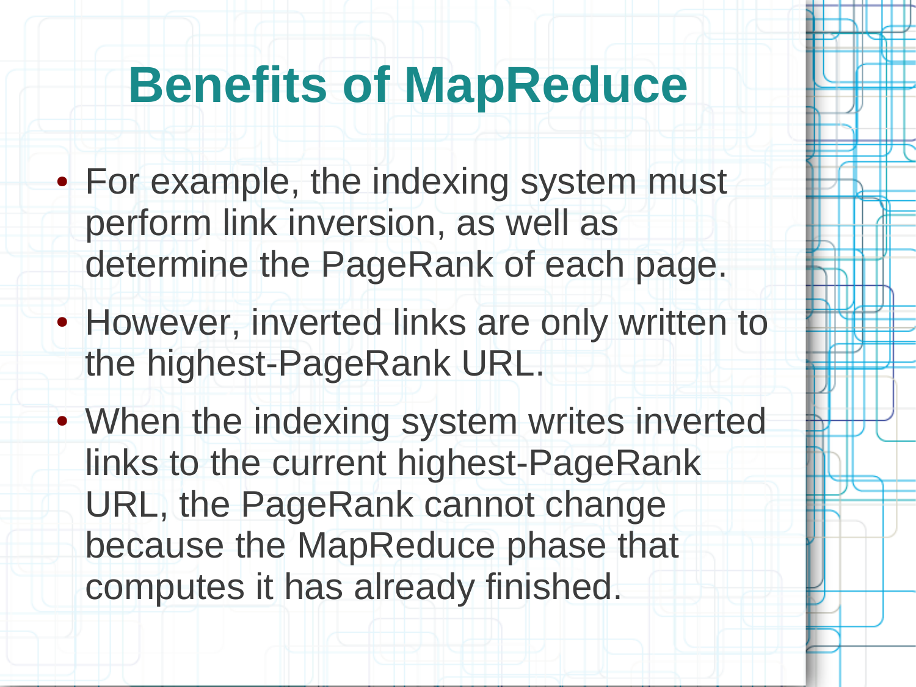# Benefits of MapReduce

- For example, the indexing system must perform link inversion, as well as determine the PageRank of each page.
- However, inverted links are only written to the highest-PageRank URL.
- When the indexing system writes inverted links to the current highest-PageRank URL, the PageRank cannot change because the MapReduce phase that computes it has already finished.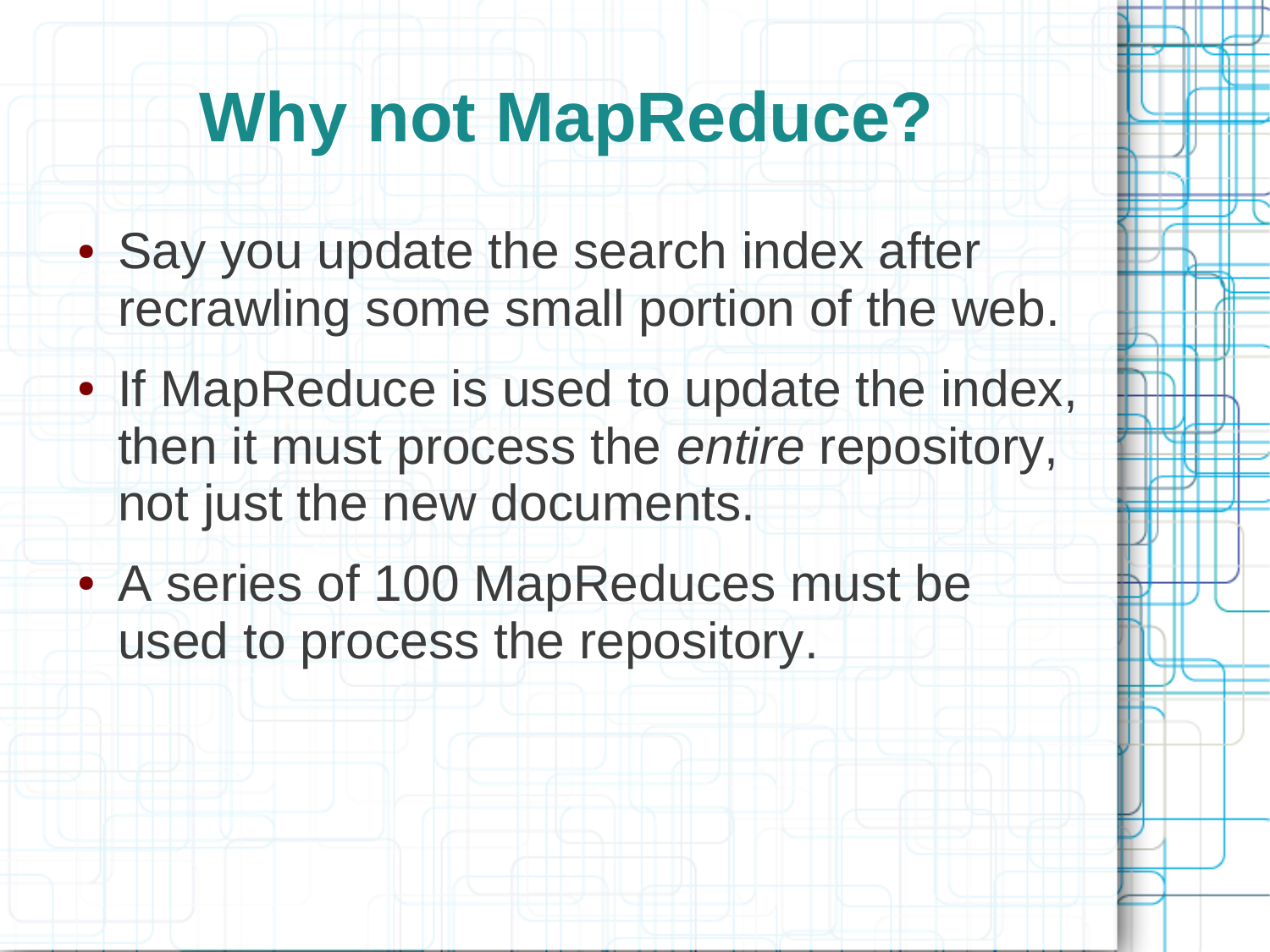# Why not MapReduce?

- Say you update the search index after recrawling some small portion of the web.
- If MapReduce is used to update the index, then it must process the *entire* repository, not just the new documents.
- A series of 100 MapReduces must be used to process the repository.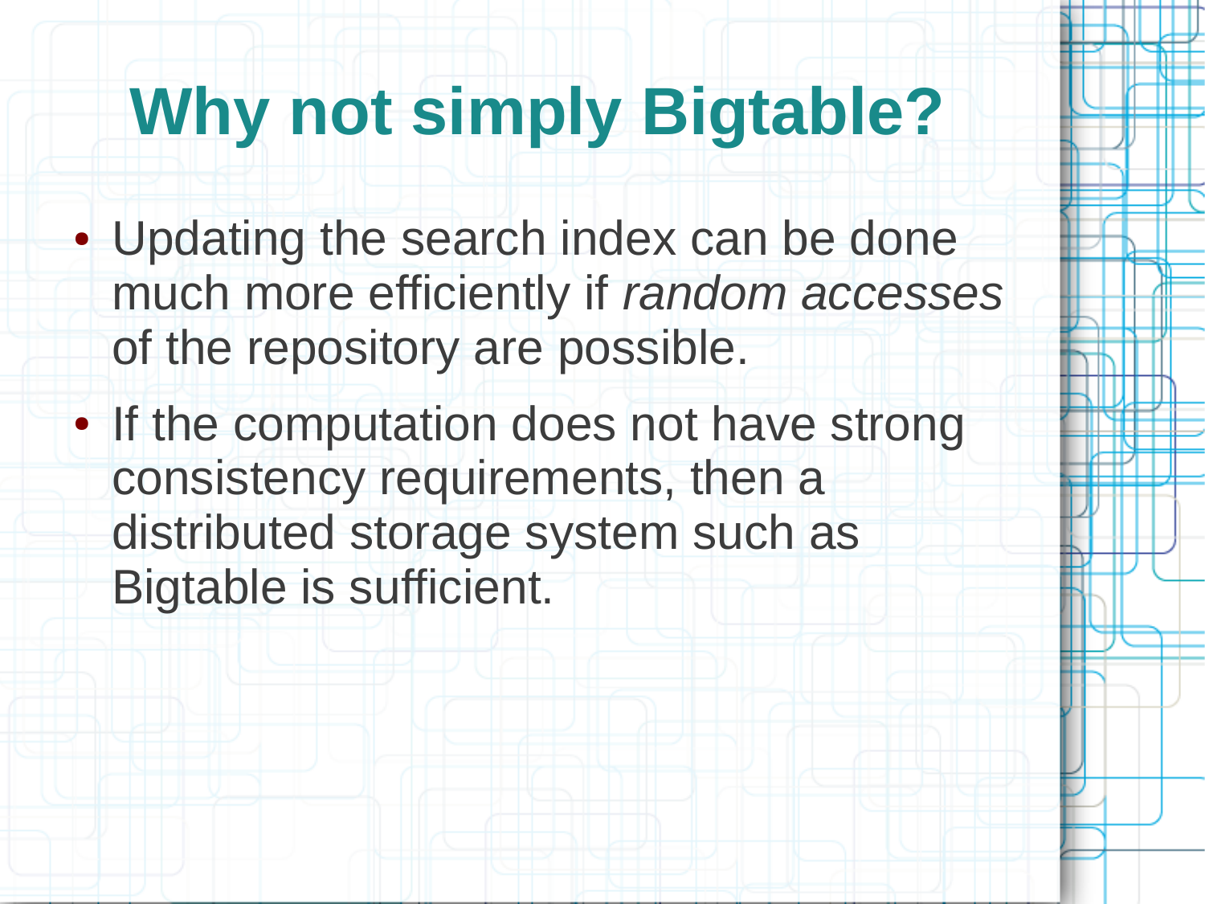# Why not simply Bigtable?

- Updating the search index can be done much more efficiently if *random accesses* of the repository are possible.
- If the computation does not have strong consistency requirements, then a distributed storage system such as Bigtable is sufficient.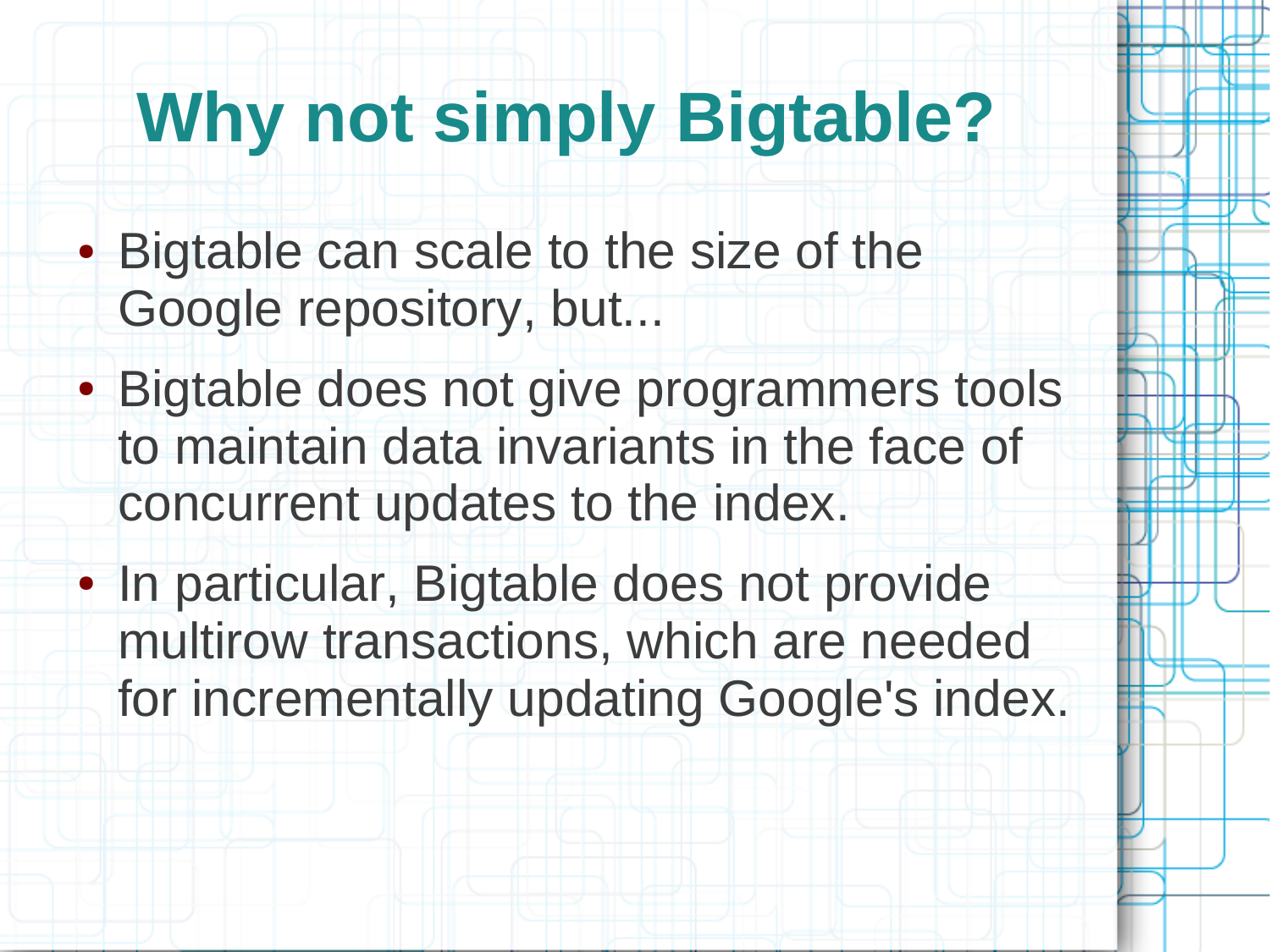# Why not simply Bigtable?

- Bigtable can scale to the size of the Google repository, but...
- Bigtable does not give programmers tools to maintain data invariants in the face of concurrent updates to the index.
- In particular, Bigtable does not provide multirow transactions, which are needed for incrementally updating Google's index.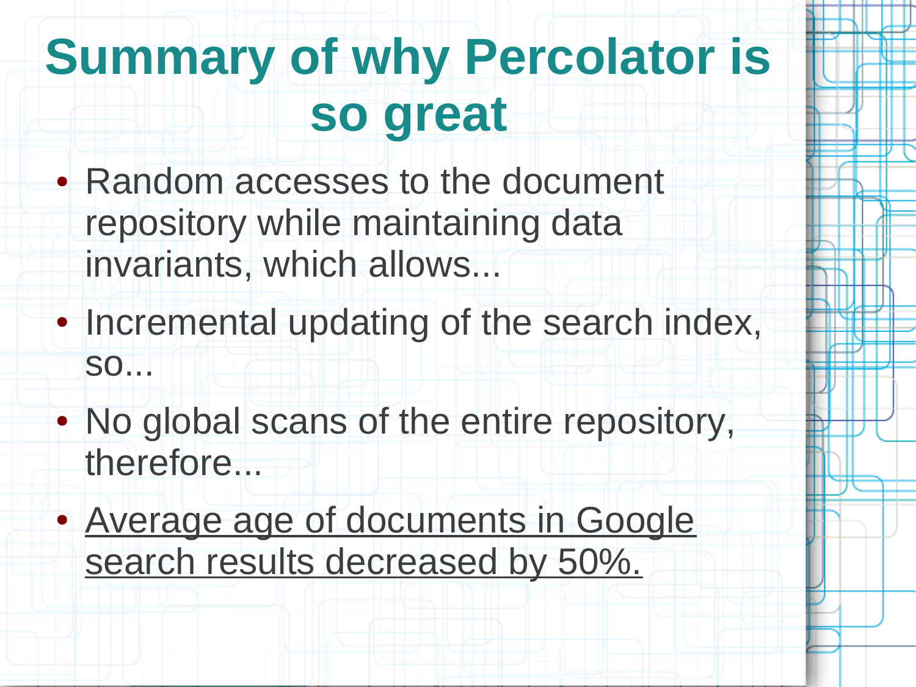# Summary of why Percolator is so great

- Random accesses to the document repository while maintaining data invariants, which allows...
- Incremental updating of the search index, so...
- No global scans of the entire repository, therefore...
- <u>Average age of documents in Google search results decreased by 50%.</u>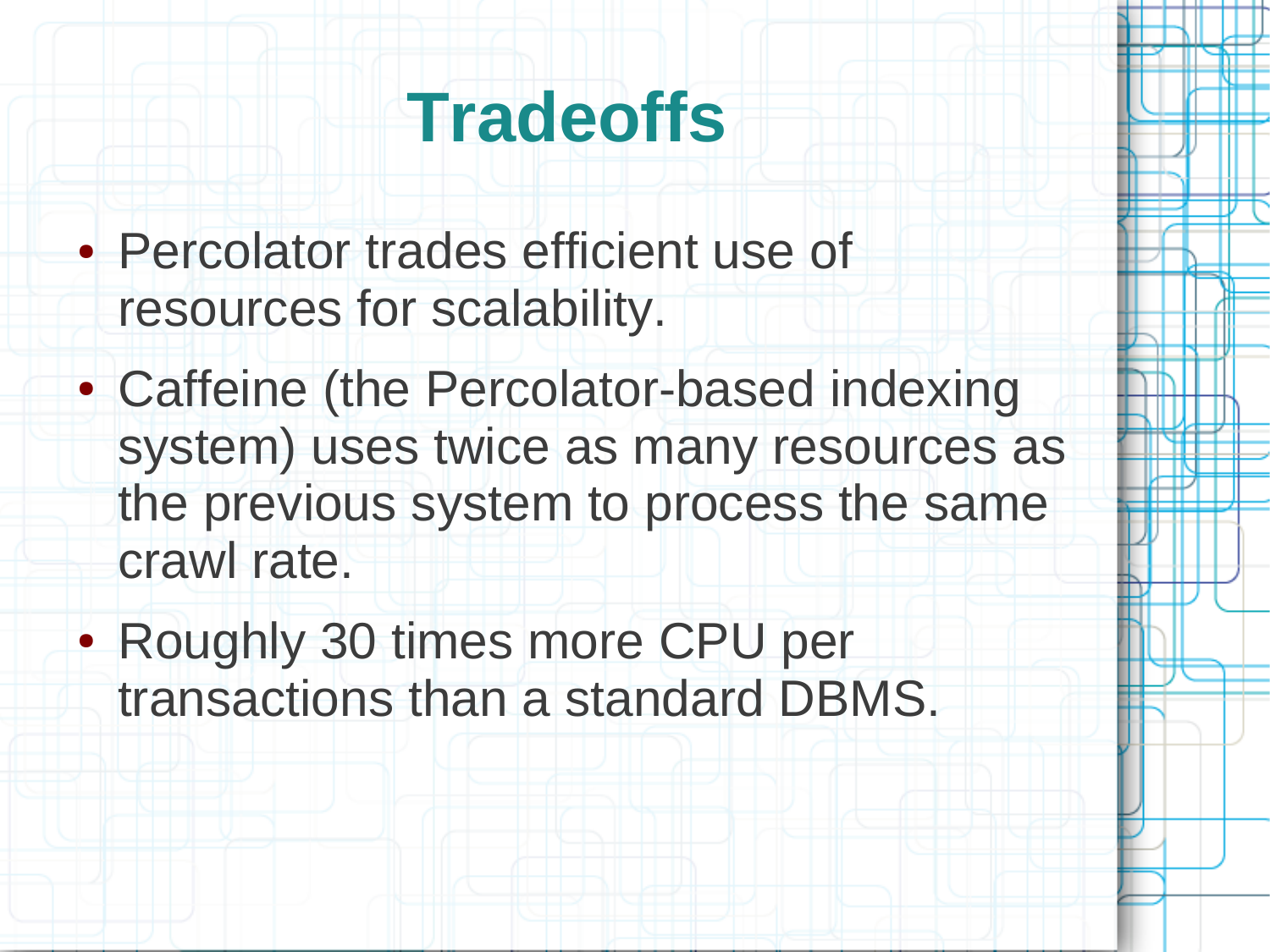# Tradeoffs

- Percolator trades efficient use of resources for scalability.
- Caffeine (the Percolator-based indexing system) uses twice as many resources as the previous system to process the same crawl rate.
- Roughly 30 times more CPU per transactions than a standard DBMS.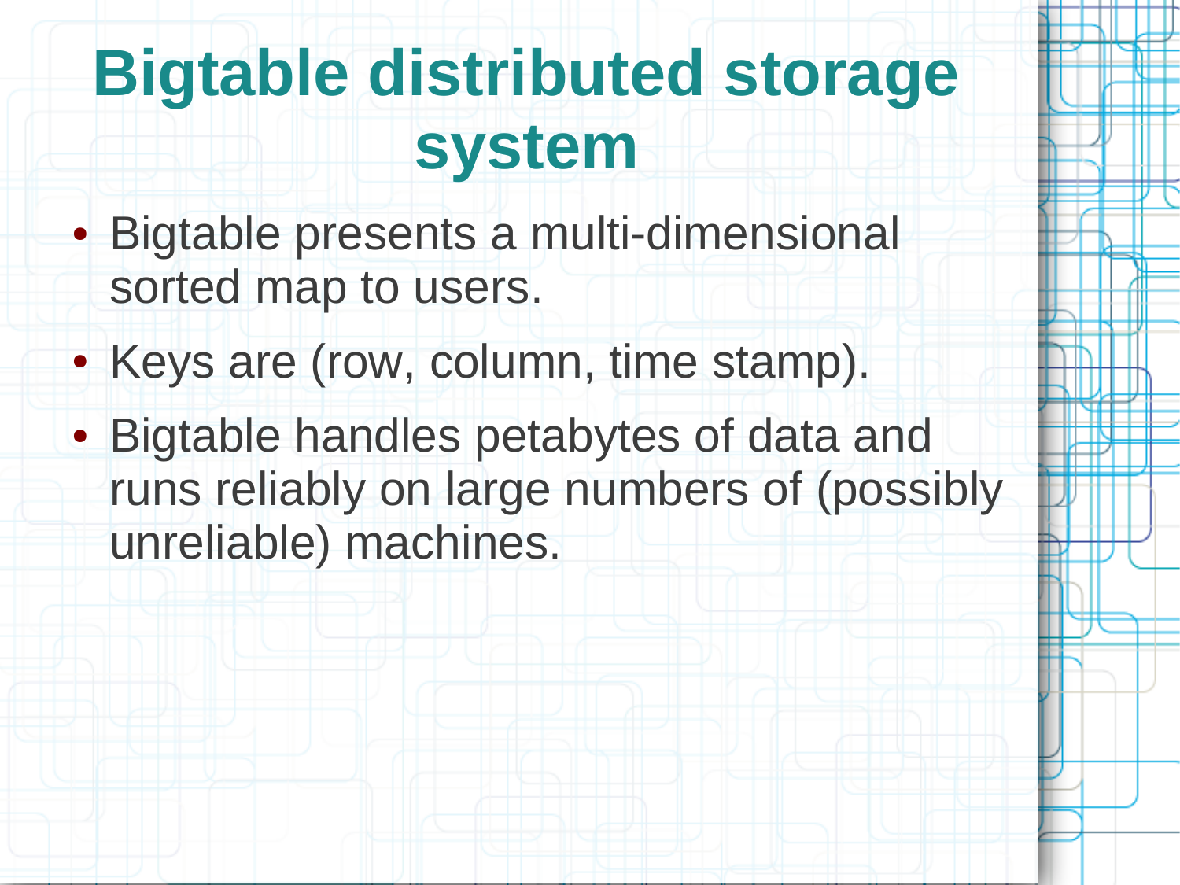# Bigtable distributed storage system

- Bigtable presents a multi-dimensional sorted map to users.
- Keys are (row, column, time stamp).
- Bigtable handles petabytes of data and runs reliably on large numbers of (possibly unreliable) machines.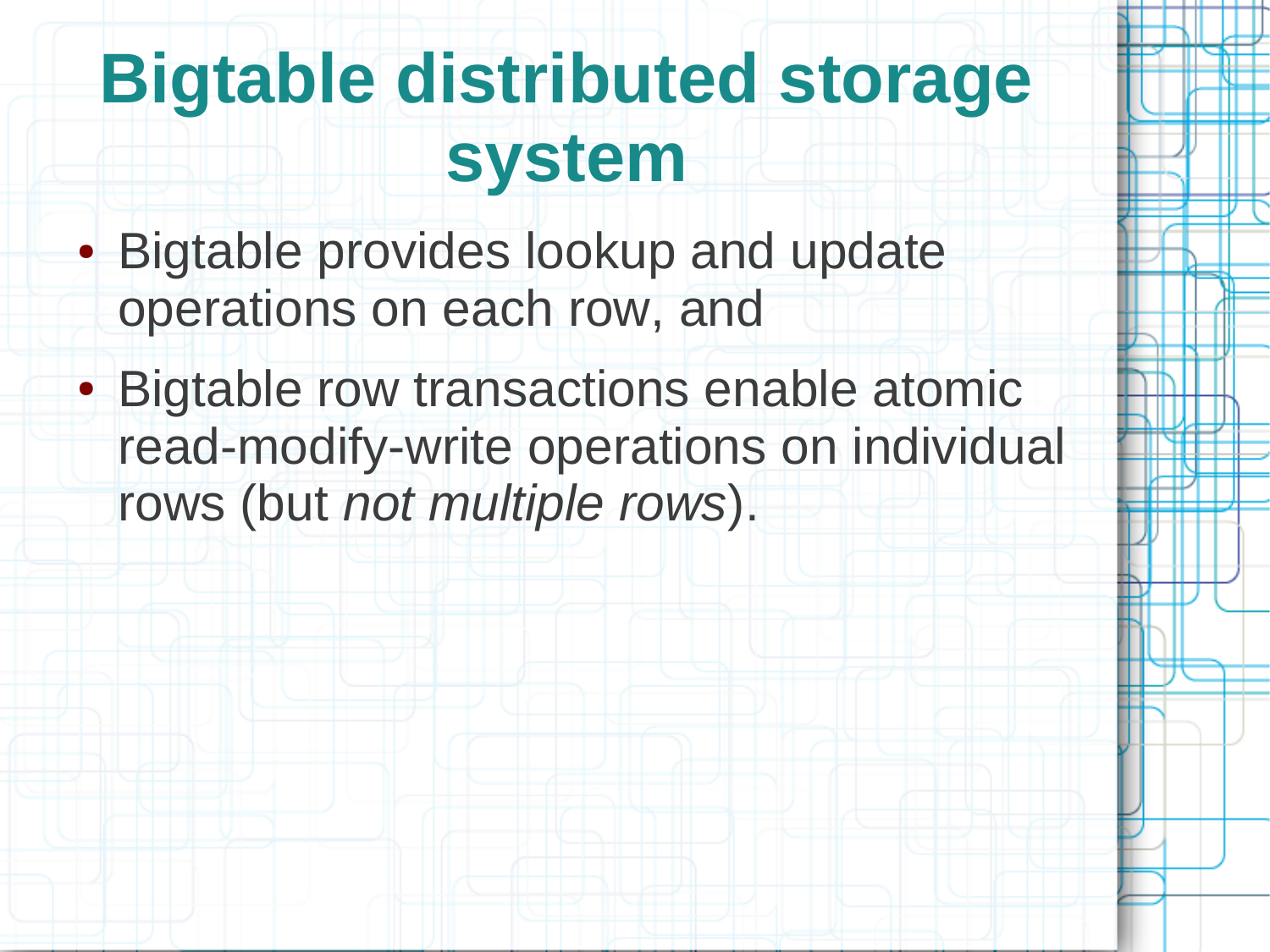# Bigtable distributed storage system

- Bigtable provides lookup and update operations on each row, and
- Bigtable row transactions enable atomic read-modify-write operations on individual rows (but *not multiple rows*).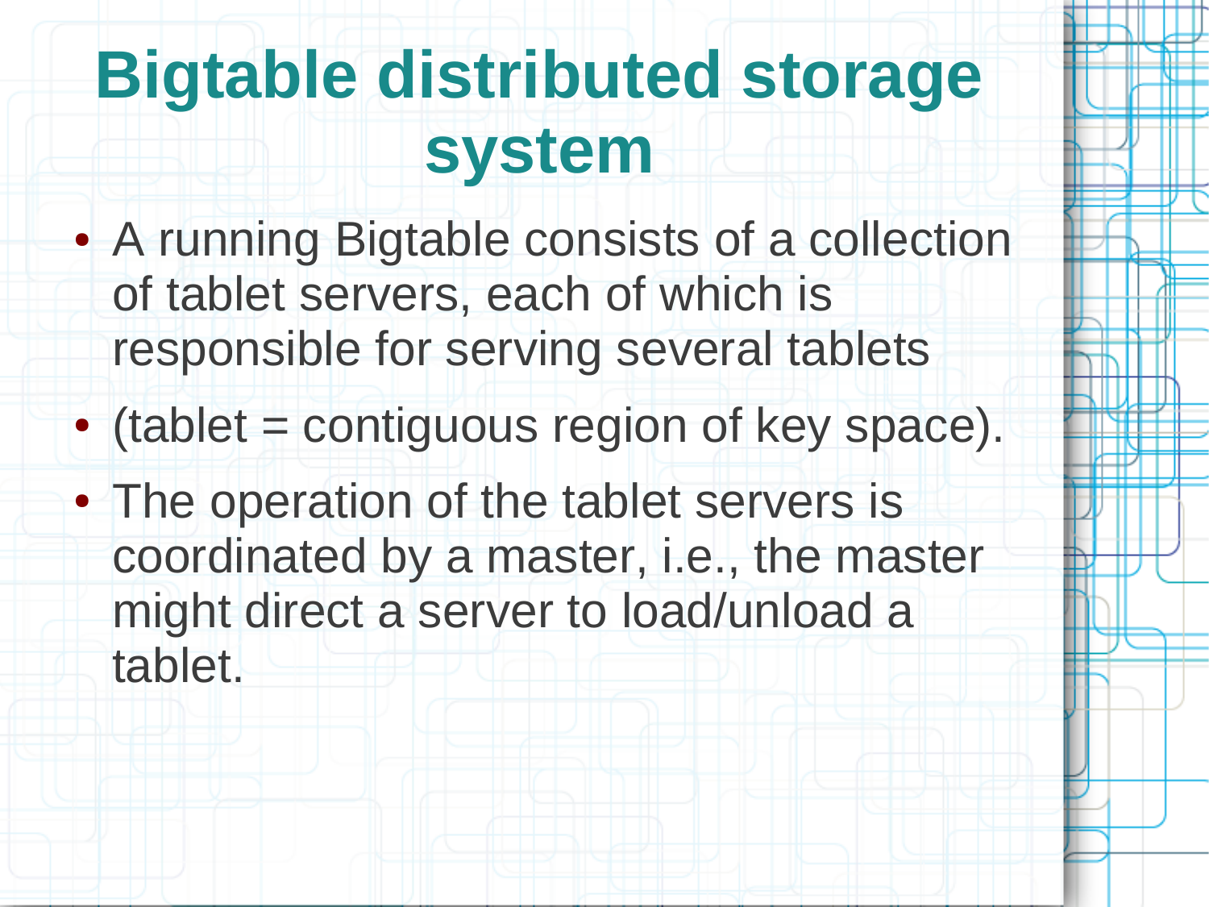# Bigtable distributed storage system

- A running Bigtable consists of a collection of tablet servers, each of which is responsible for serving several tablets
- (tablet = contiguous region of key space).
- The operation of the tablet servers is coordinated by a master, i.e., the master might direct a server to load/unload a tablet.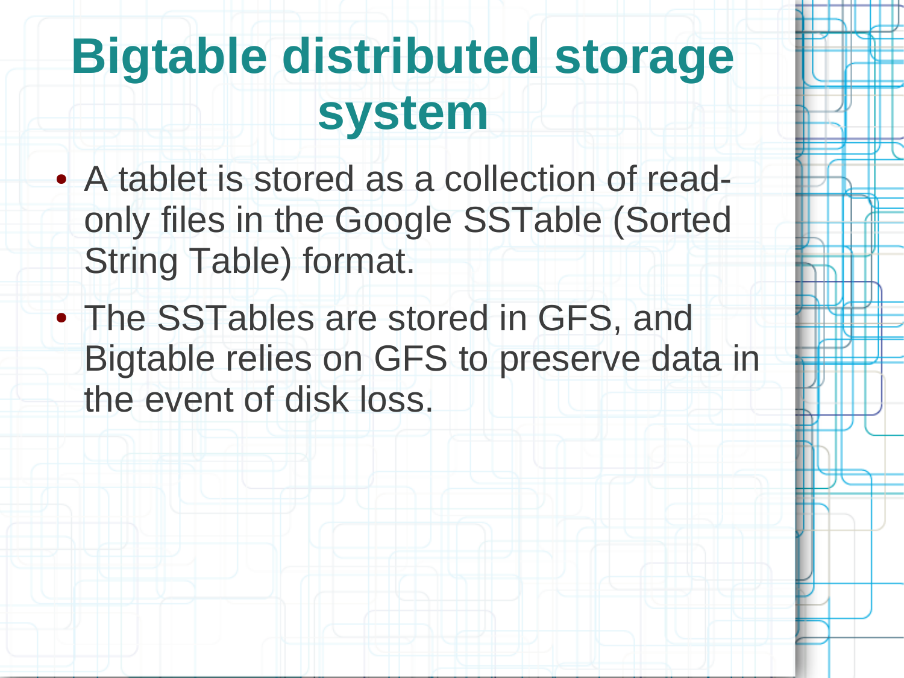# Bigtable distributed storage system

- A tablet is stored as a collection of read-only files in the Google SSTable (Sorted String Table) format.
- The SSTables are stored in GFS, and Bigtable relies on GFS to preserve data in the event of disk loss.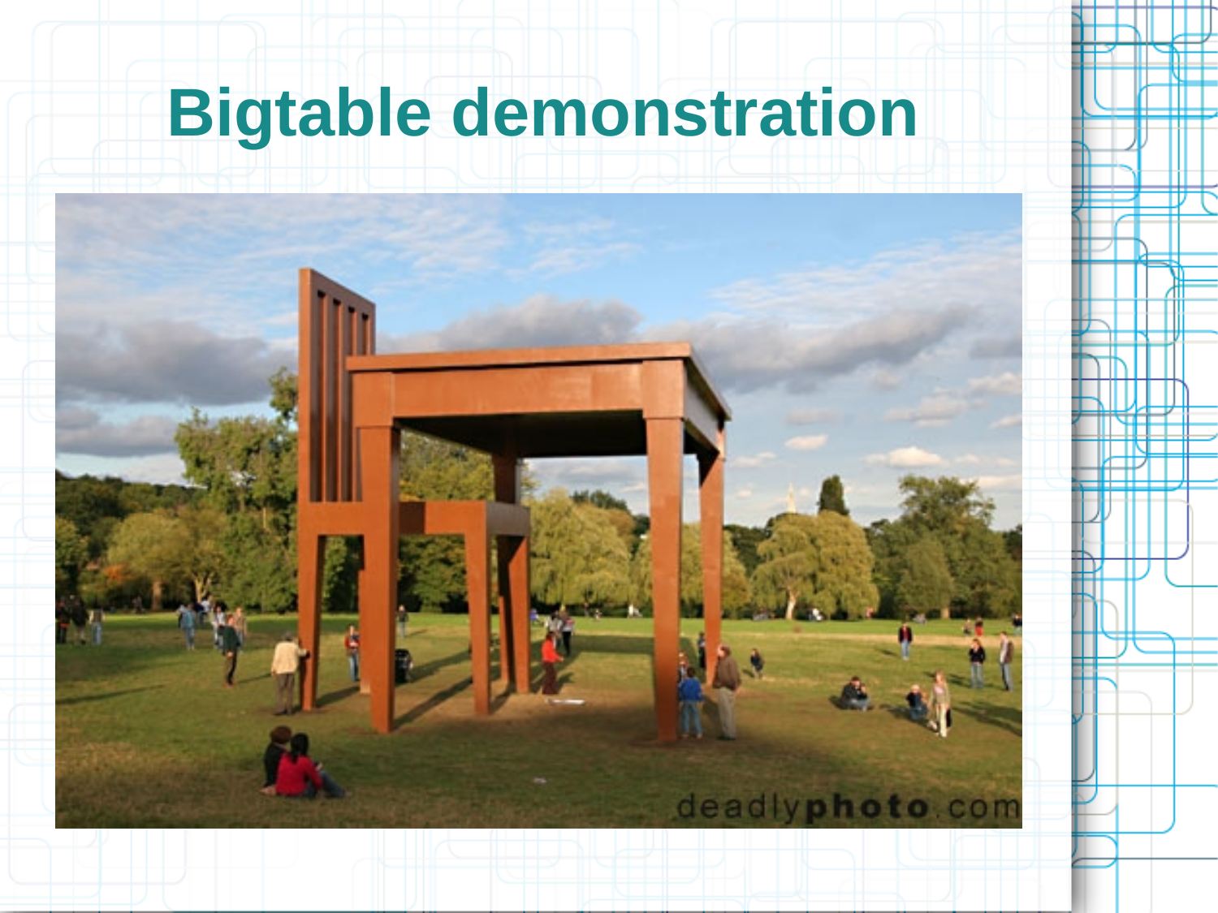# Bigtable demonstration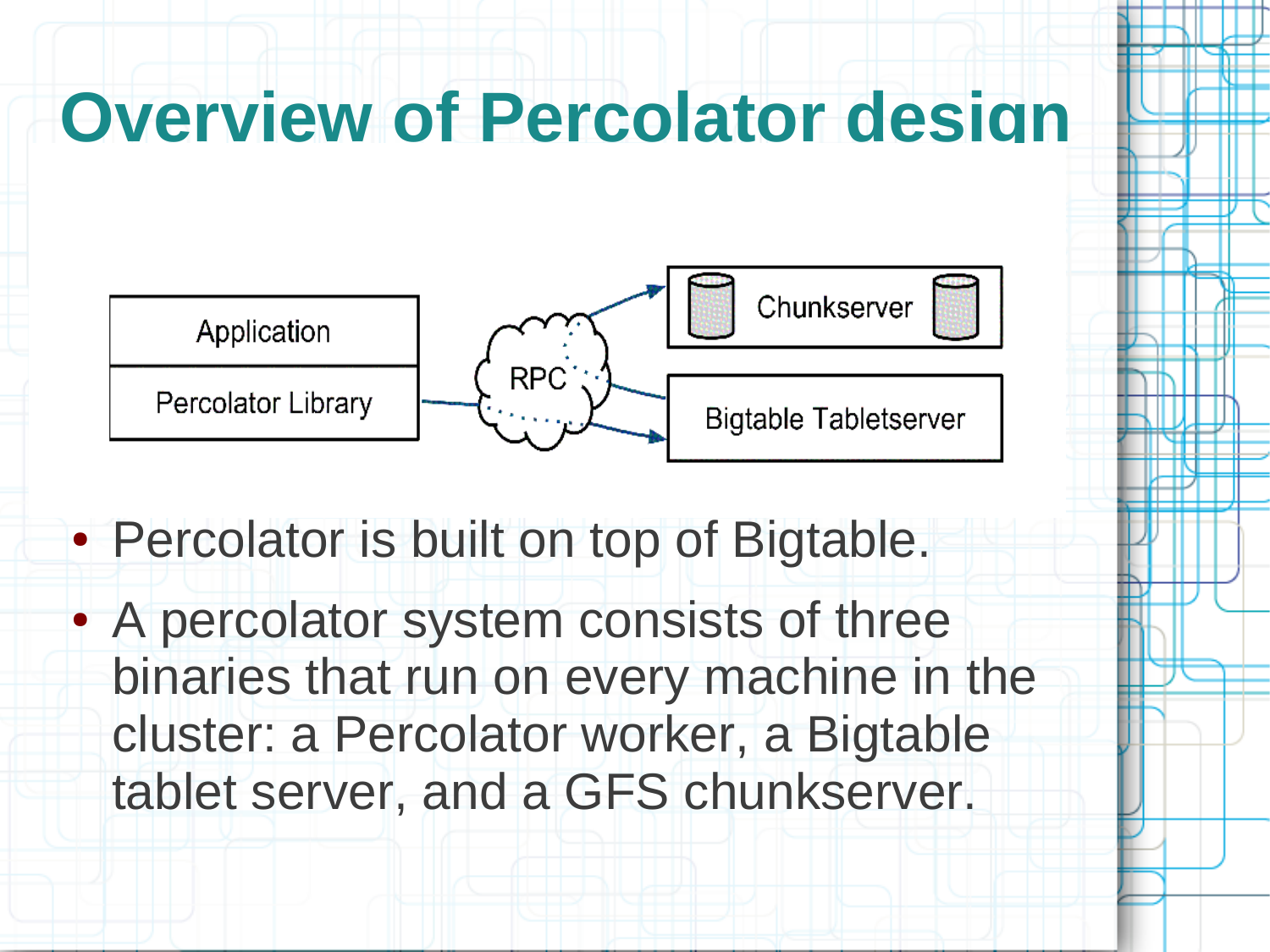# Overview of Percolator design

- Percolator is built on top of Bigtable.
- A percolator system consists of three binaries that run on every machine in the cluster: a Percolator worker, a Bigtable tablet server, and a GFS chunkserver.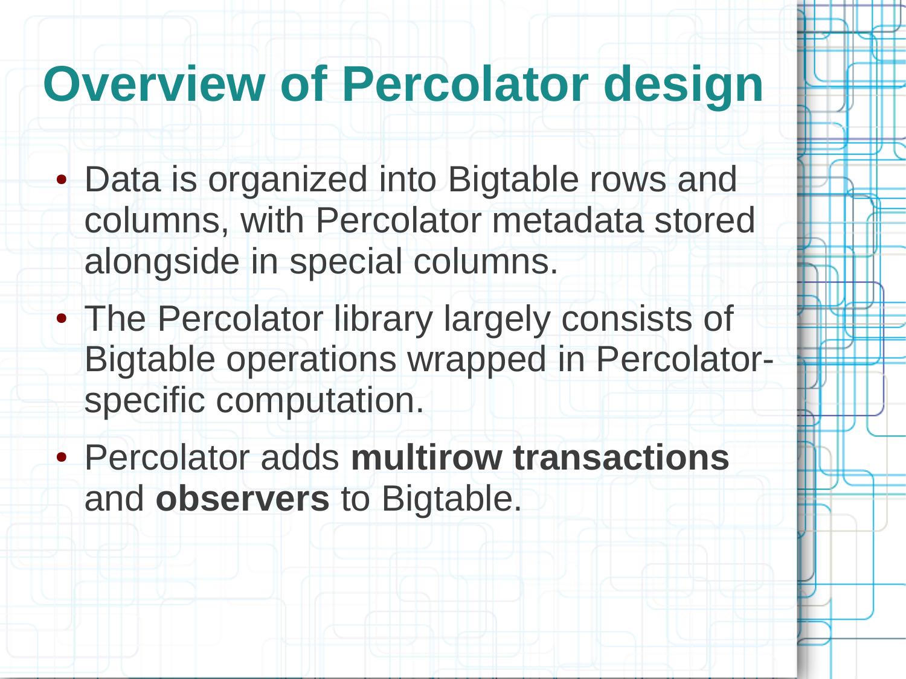# Overview of Percolator design

- Data is organized into Bigtable rows and columns, with Percolator metadata stored alongside in special columns.
- The Percolator library largely consists of Bigtable operations wrapped in Percolator-specific computation.
- Percolator adds **multirow transactions** and **observers** to Bigtable.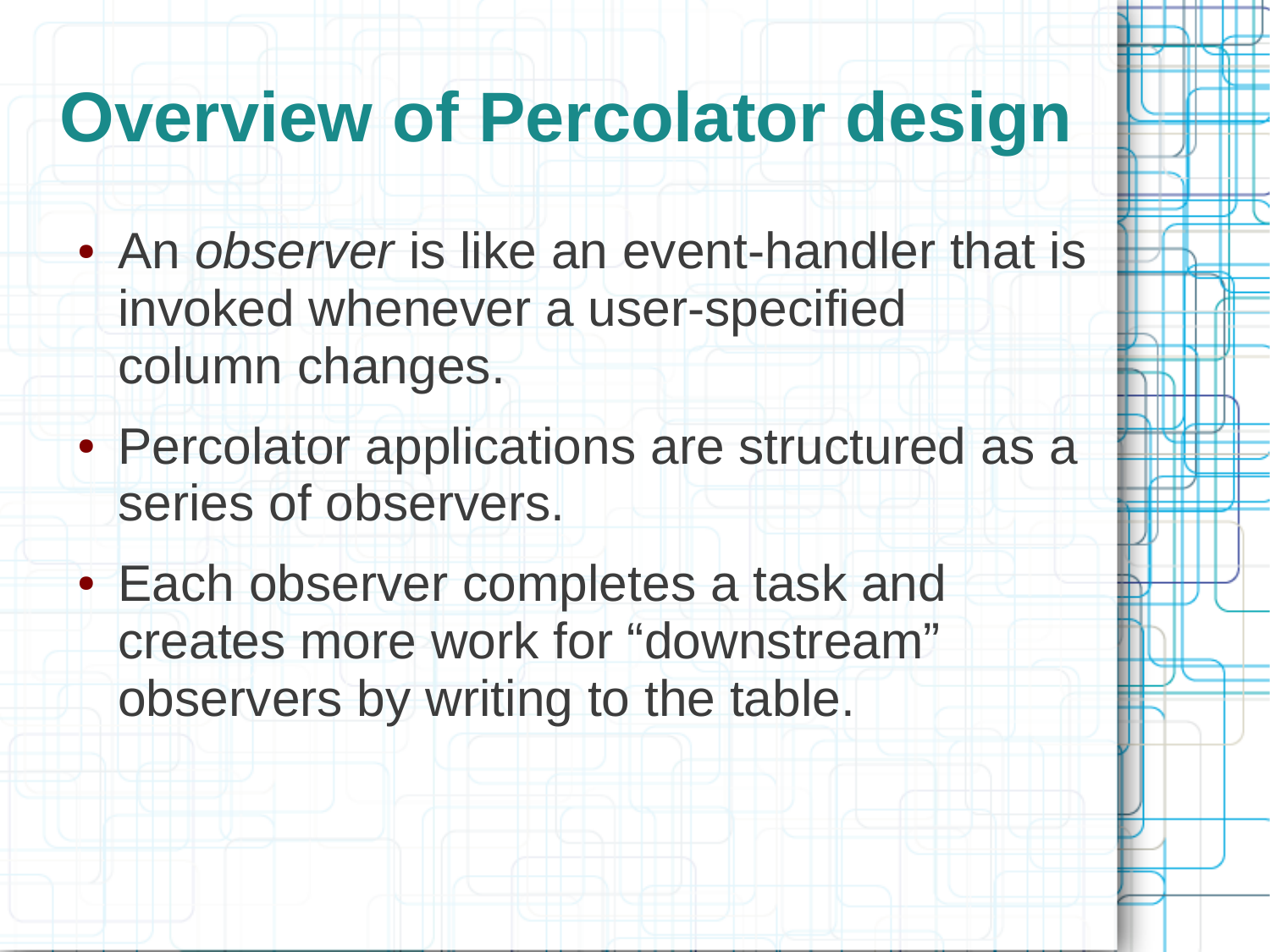# Overview of Percolator design

- An *observer* is like an event-handler that is invoked whenever a user-specified column changes.
- Percolator applications are structured as a series of observers.
- Each observer completes a task and creates more work for “downstream” observers by writing to the table.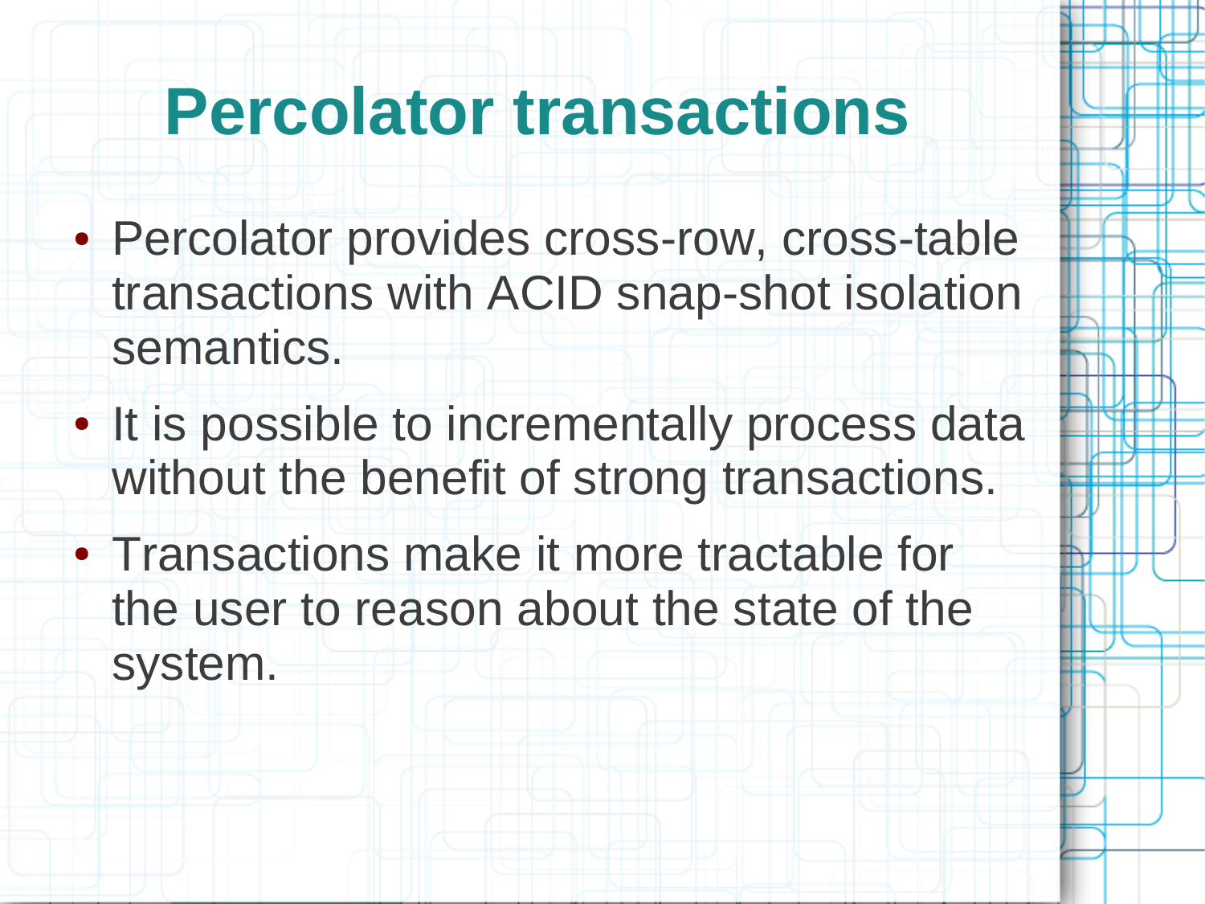# Percolator transactions

- Percolator provides cross-row, cross-table transactions with ACID snap-shot isolation semantics.
- It is possible to incrementally process data without the benefit of strong transactions.
- Transactions make it more tractable for the user to reason about the state of the system.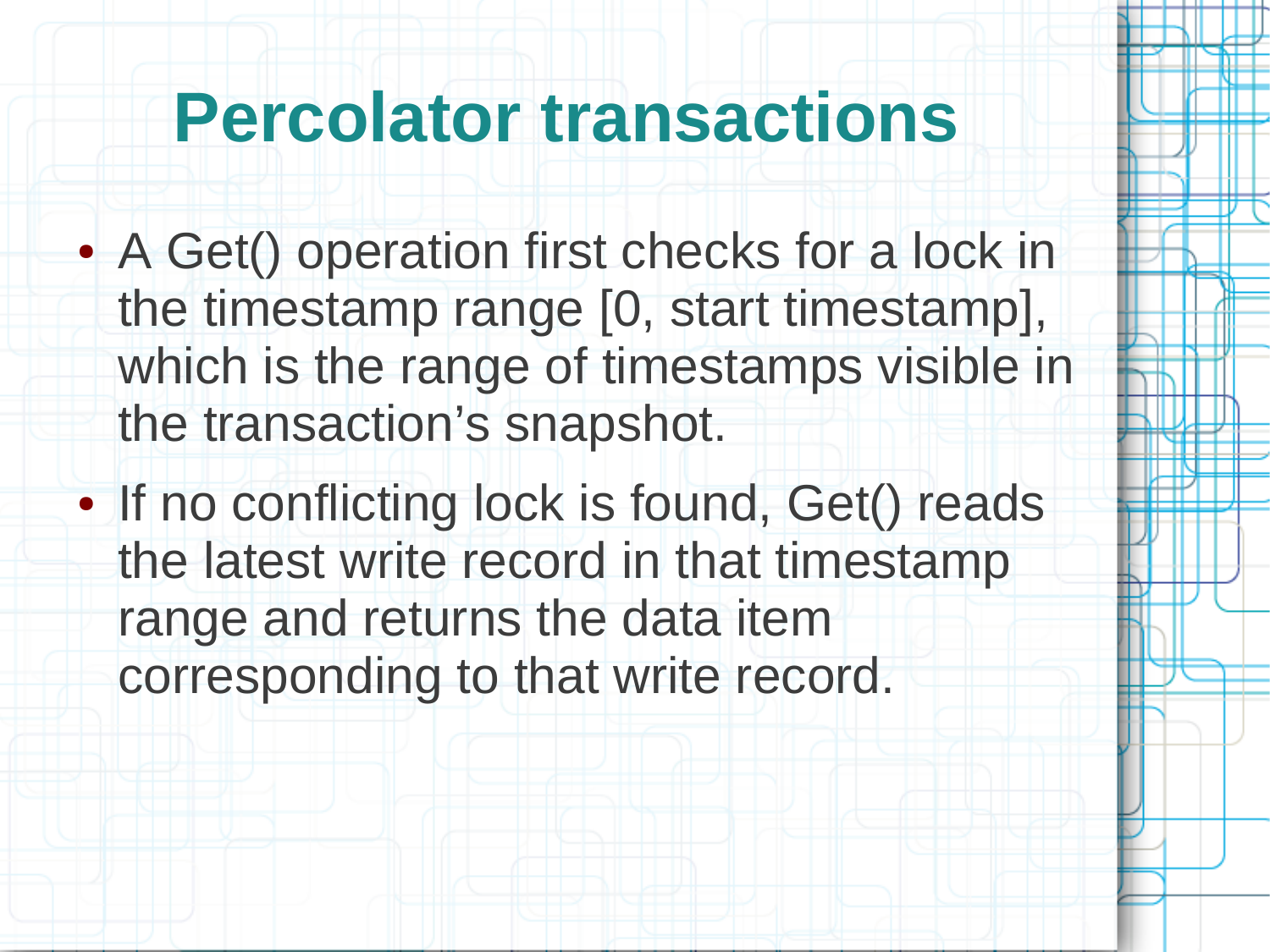# Percolator transactions

- A Get() operation first checks for a lock in the timestamp range [0, start timestamp], which is the range of timestamps visible in the transaction's snapshot.
- If no conflicting lock is found, Get() reads the latest write record in that timestamp range and returns the data item corresponding to that write record.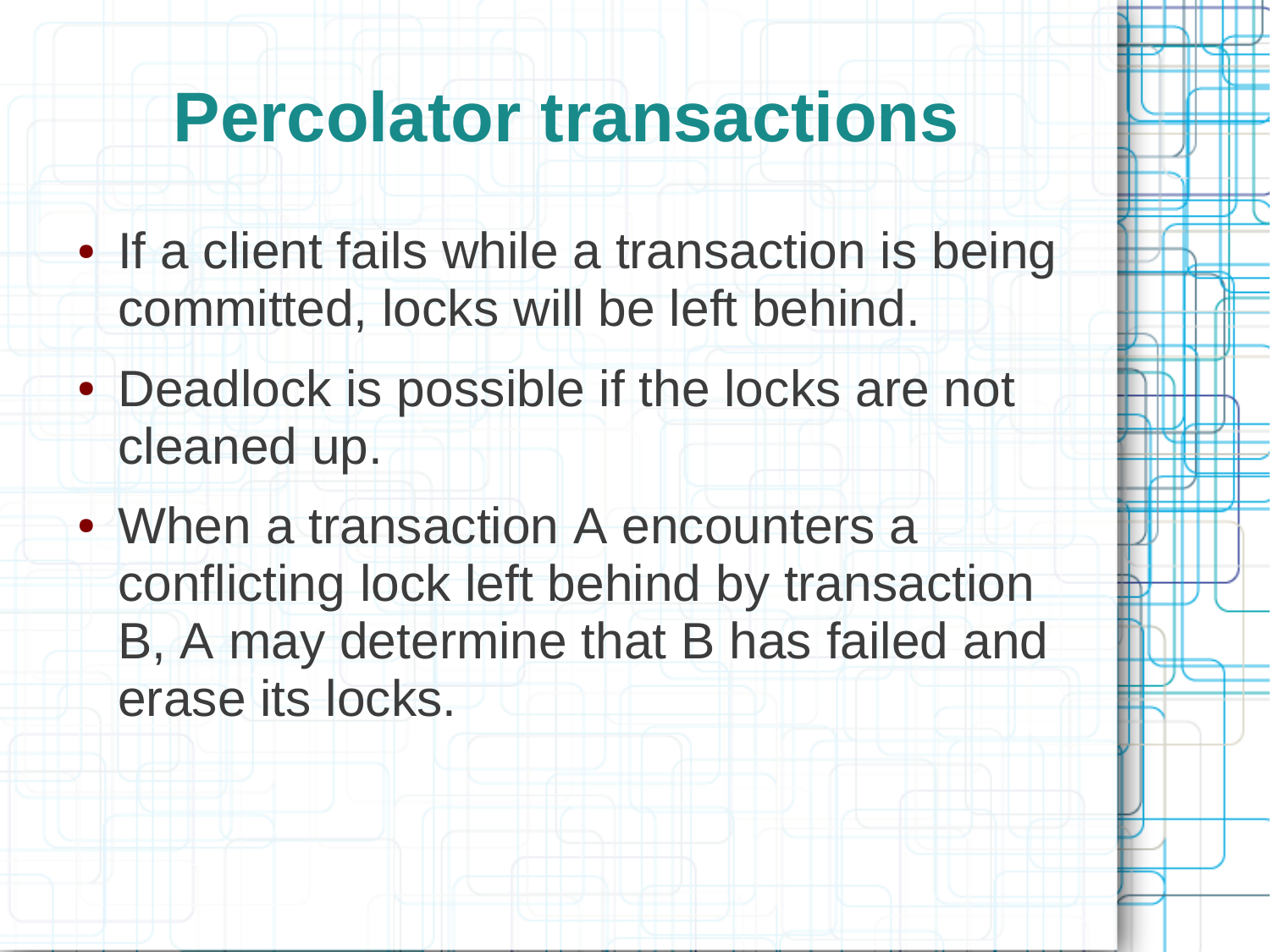# Percolator transactions

- If a client fails while a transaction is being committed, locks will be left behind.
- Deadlock is possible if the locks are not cleaned up.
- When a transaction A encounters a conflicting lock left behind by transaction B, A may determine that B has failed and erase its locks.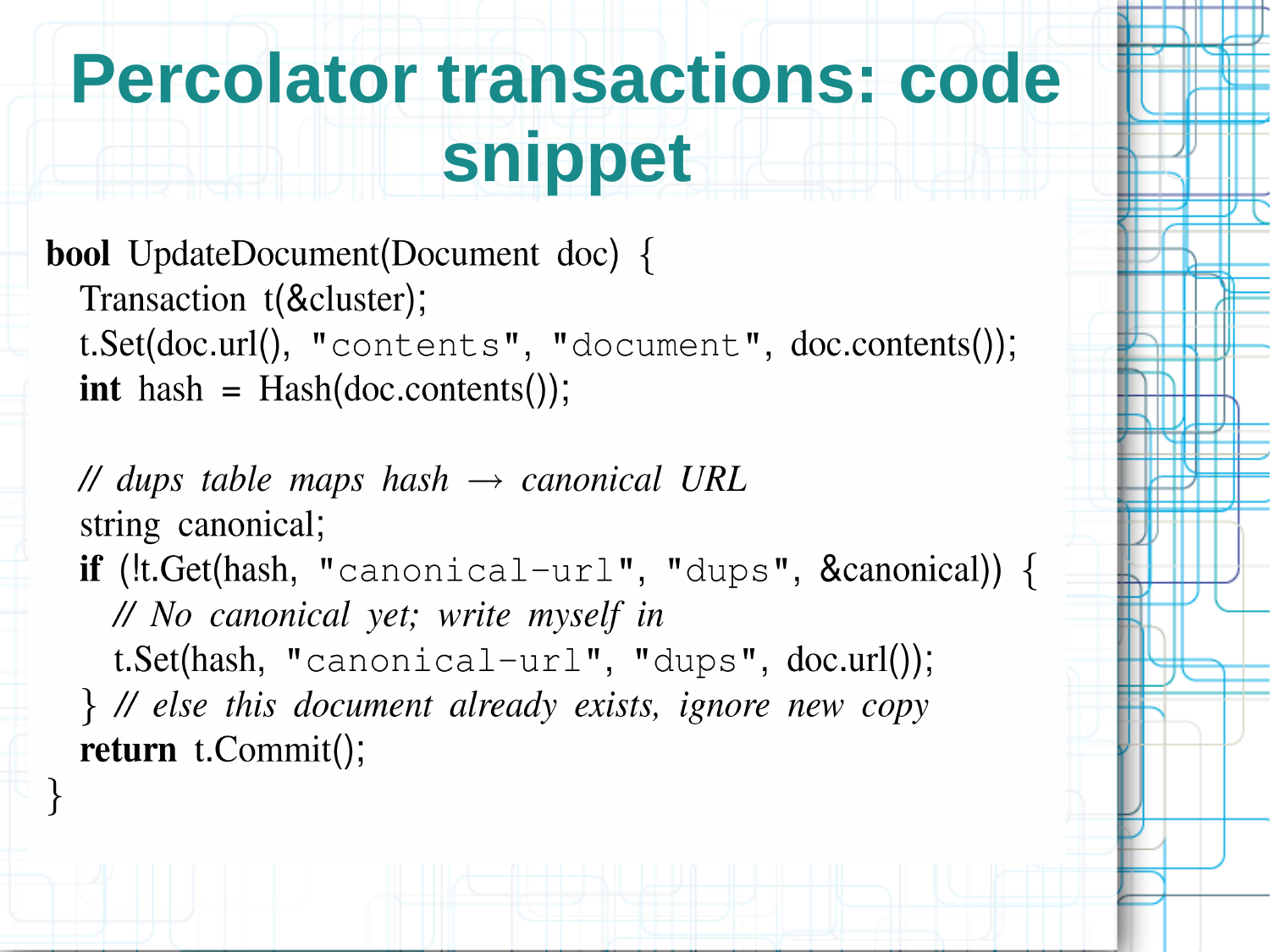# Percolator transactions: code snippet

```
bool UpdateDocument(Document doc) {
  Transaction t(&cluster);
  t.Set(doc.url(), "contents", "document", doc.contents());
  int hash = Hash(doc.contents());

  // dups table maps hash → canonical URL
  string canonical;
  if (!t.Get(hash, "canonical-url", "dups", &canonical)) {
    // No canonical yet; write myself in
    t.Set(hash, "canonical-url", "dups", doc.url());
  } // else this document already exists, ignore new copy
  return t.Commit();
}
```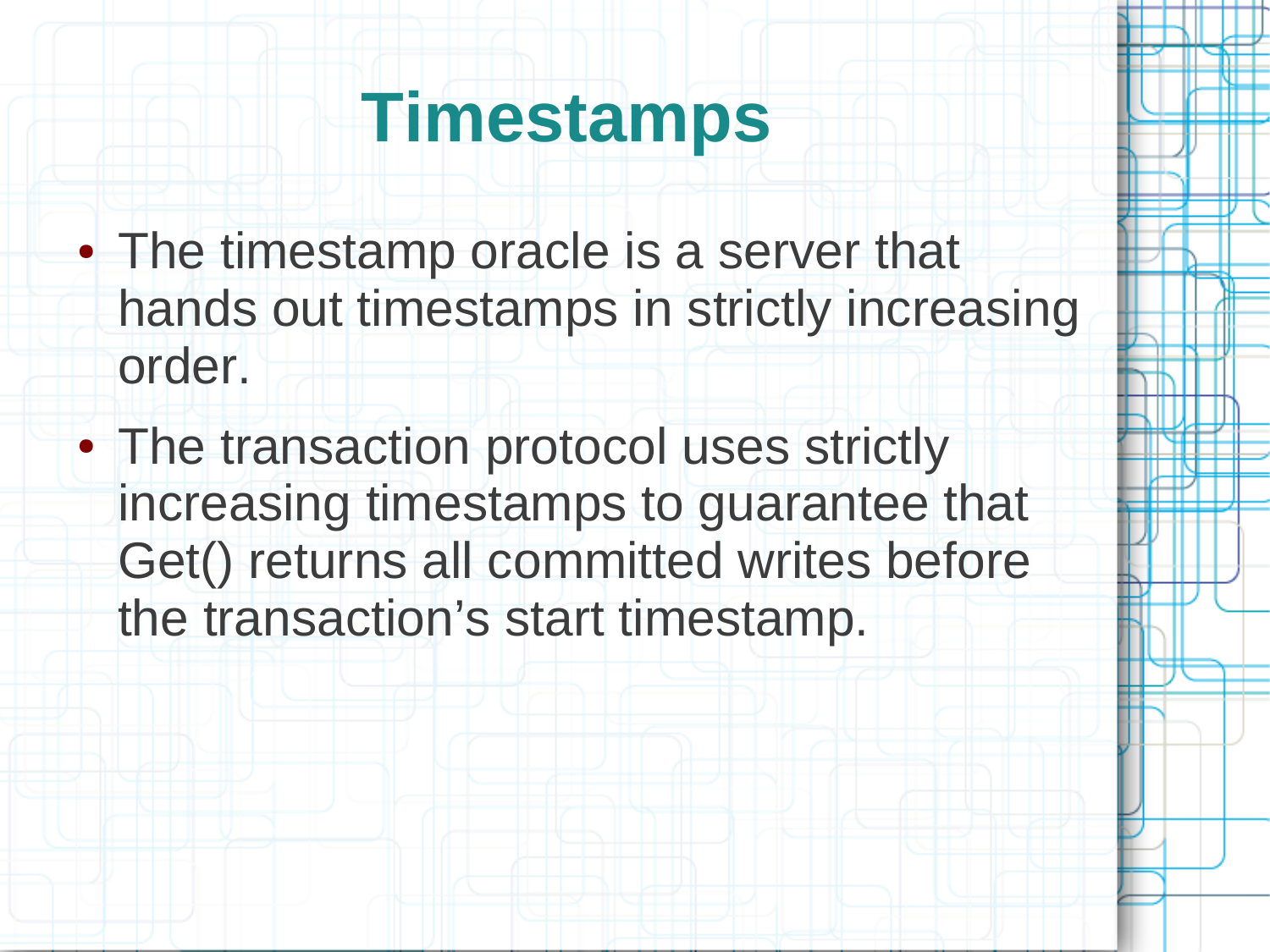# Timestamps

- The timestamp oracle is a server that hands out timestamps in strictly increasing order.
- The transaction protocol uses strictly increasing timestamps to guarantee that Get() returns all committed writes before the transaction's start timestamp.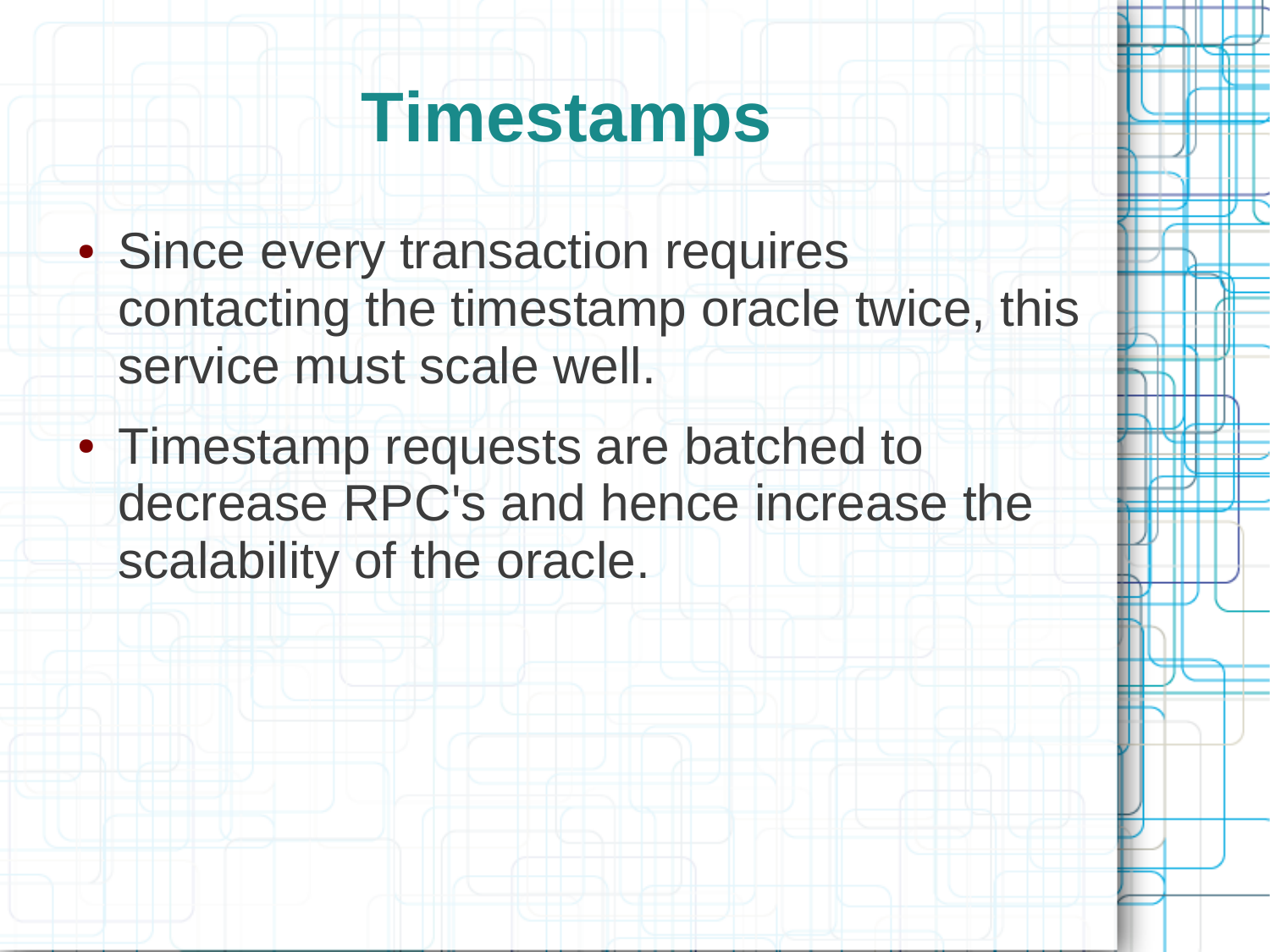# Timestamps

- Since every transaction requires contacting the timestamp oracle twice, this service must scale well.
- Timestamp requests are batched to decrease RPC's and hence increase the scalability of the oracle.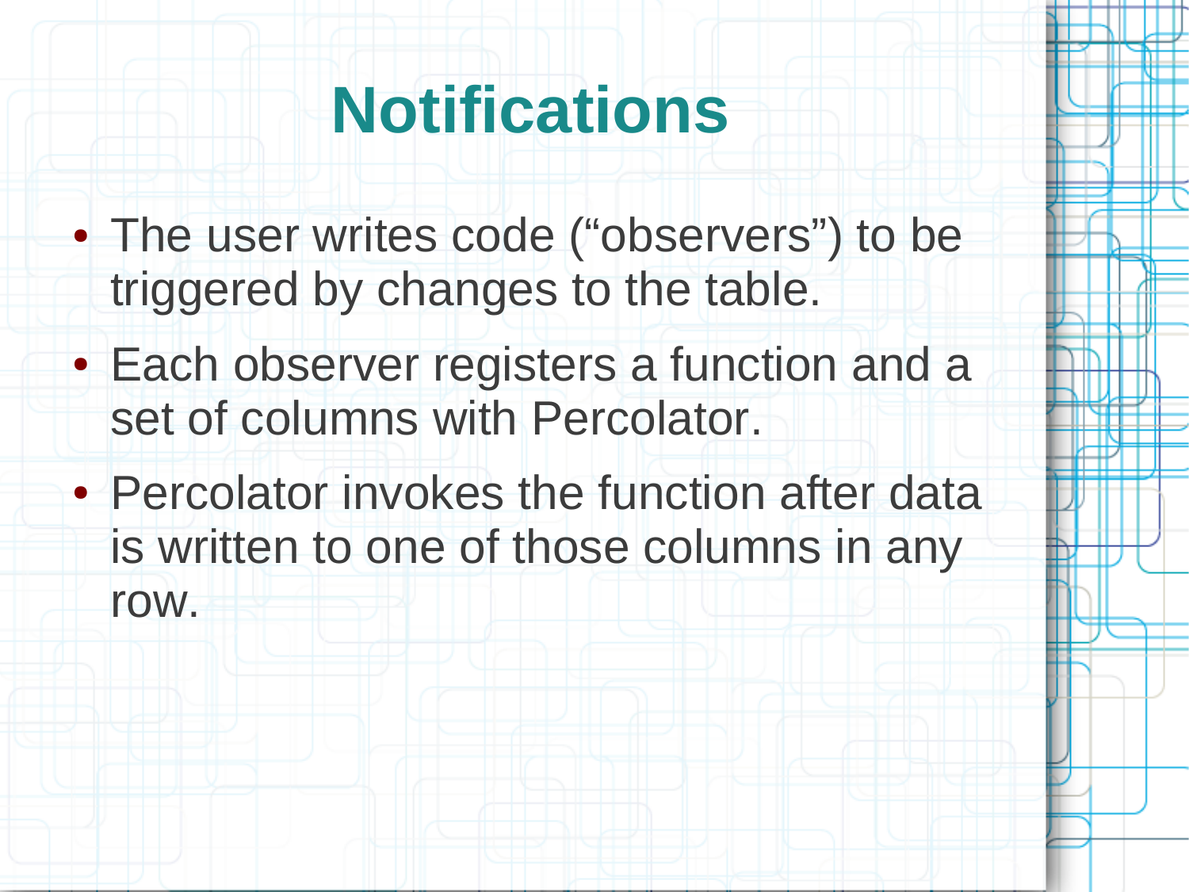# Notifications

- The user writes code ("observers") to be triggered by changes to the table.
- Each observer registers a function and a set of columns with Percolator.
- Percolator invokes the function after data is written to one of those columns in any row.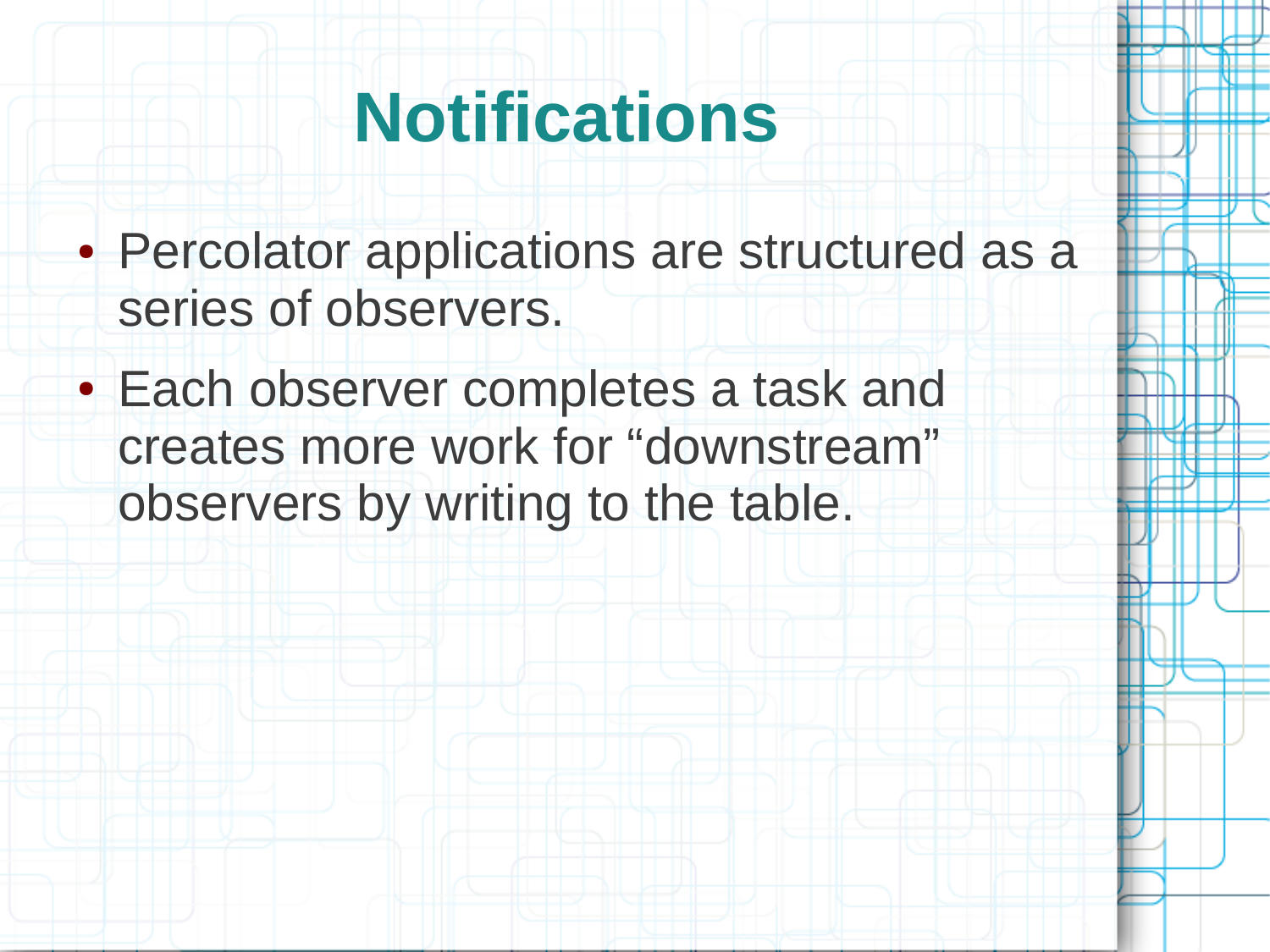# Notifications

- Percolator applications are structured as a series of observers.
- Each observer completes a task and creates more work for “downstream” observers by writing to the table.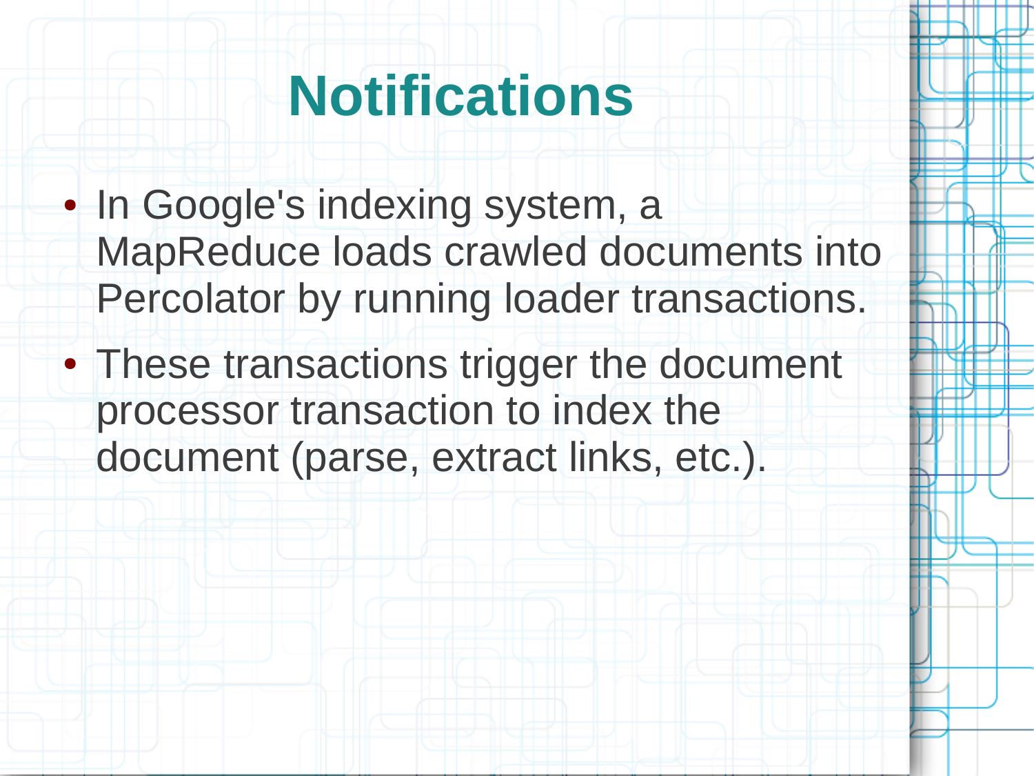# Notifications

- In Google's indexing system, a MapReduce loads crawled documents into Percolator by running loader transactions.
- These transactions trigger the document processor transaction to index the document (parse, extract links, etc.).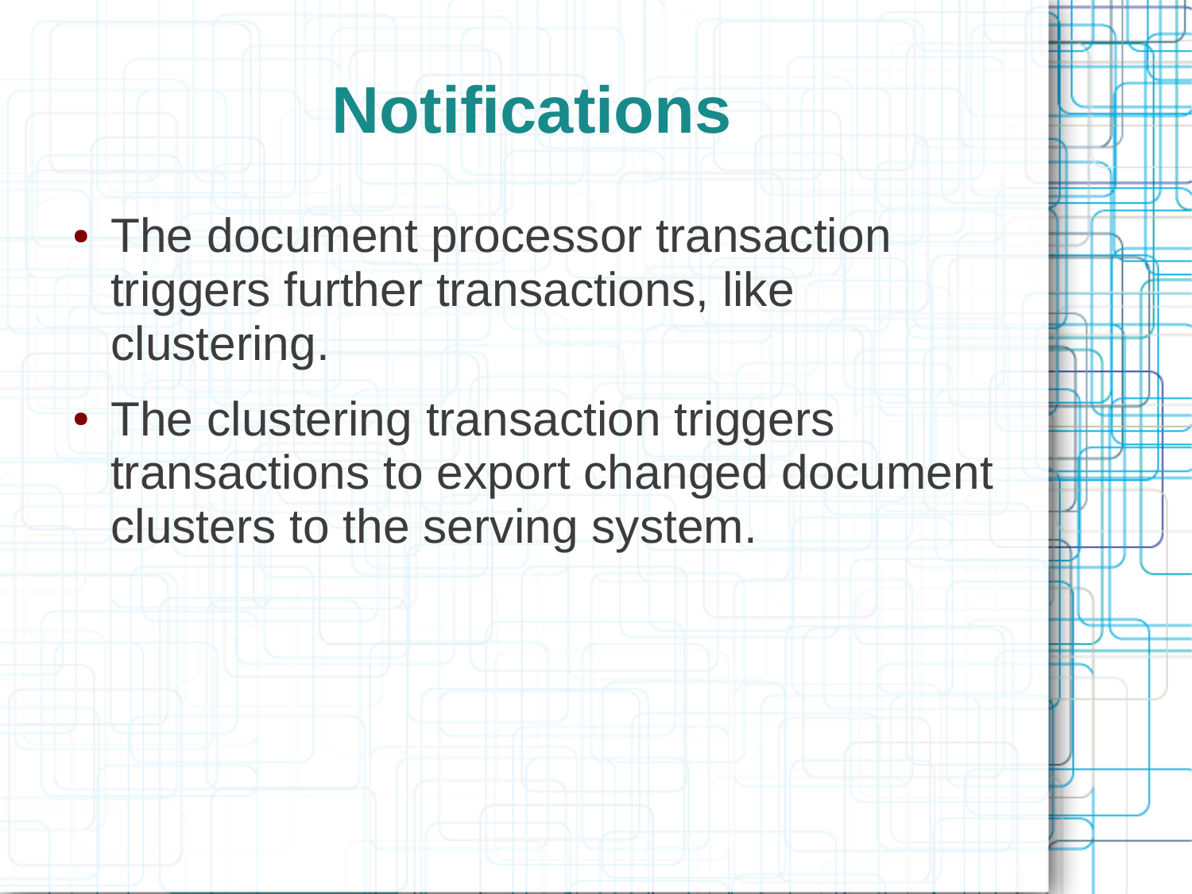# Notifications

- The document processor transaction triggers further transactions, like clustering.
- The clustering transaction triggers transactions to export changed document clusters to the serving system.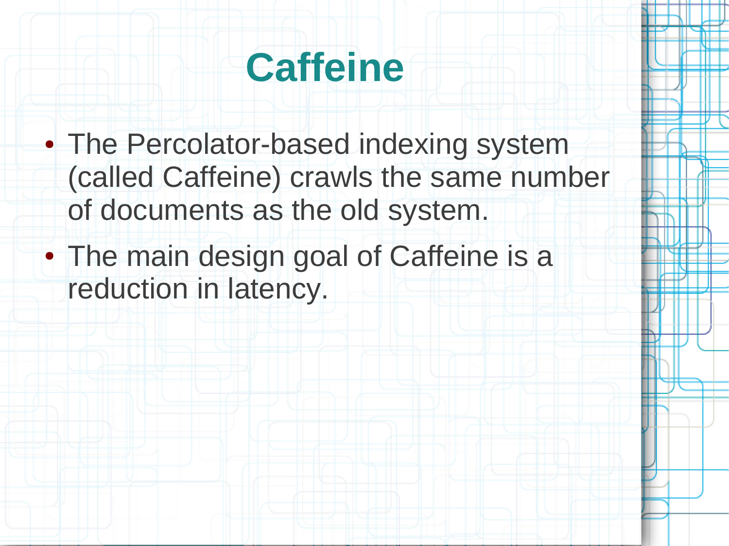# Caffeine

- The Percolator-based indexing system (called Caffeine) crawls the same number of documents as the old system.
- The main design goal of Caffeine is a reduction in latency.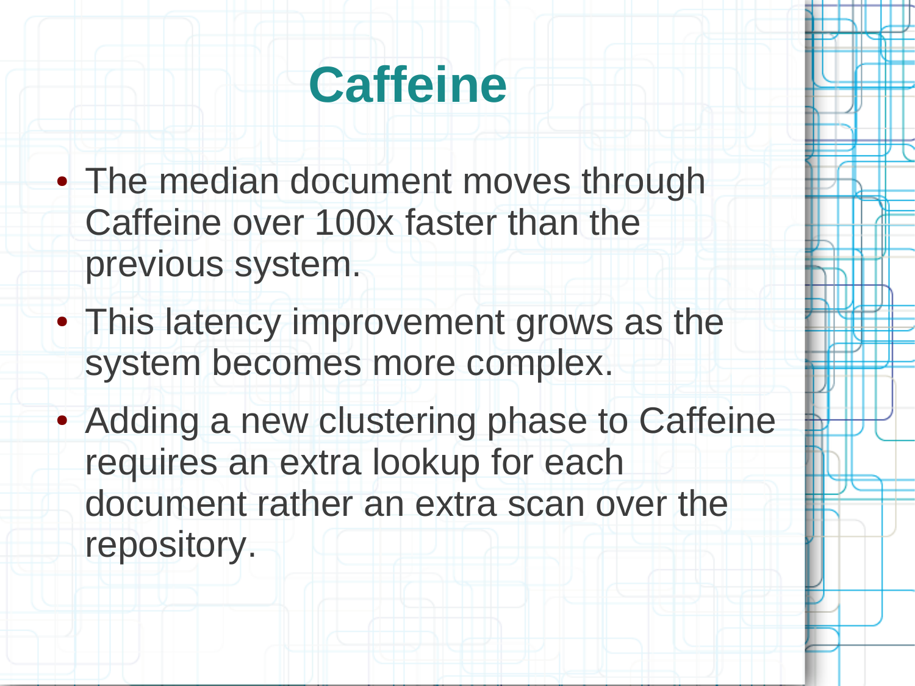# Caffeine

- The median document moves through Caffeine over 100x faster than the previous system.
- This latency improvement grows as the system becomes more complex.
- Adding a new clustering phase to Caffeine requires an extra lookup for each document rather an extra scan over the repository.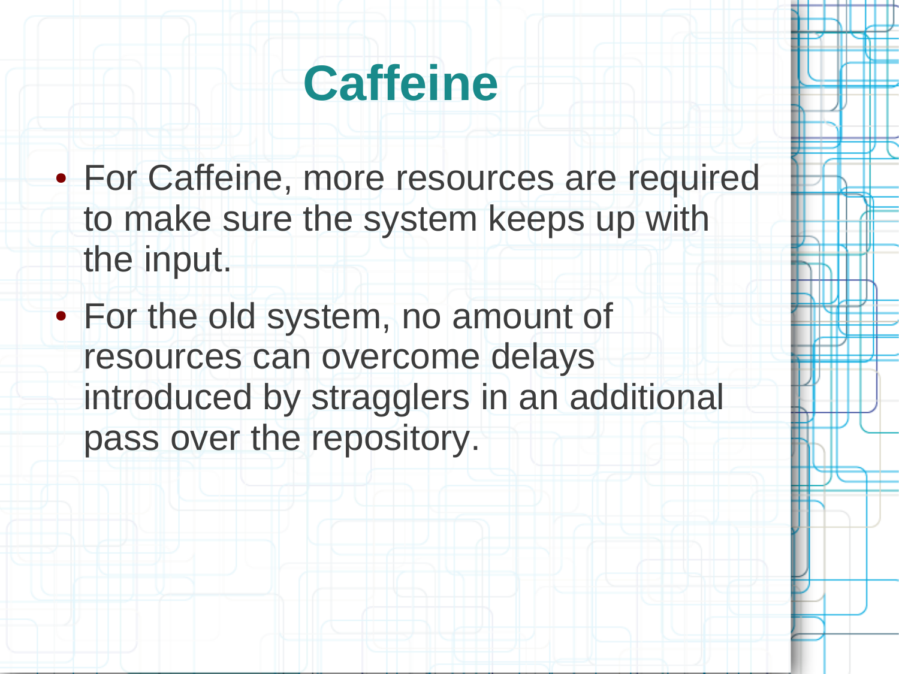# Caffeine

- For Caffeine, more resources are required to make sure the system keeps up with the input.
- For the old system, no amount of resources can overcome delays introduced by stragglers in an additional pass over the repository.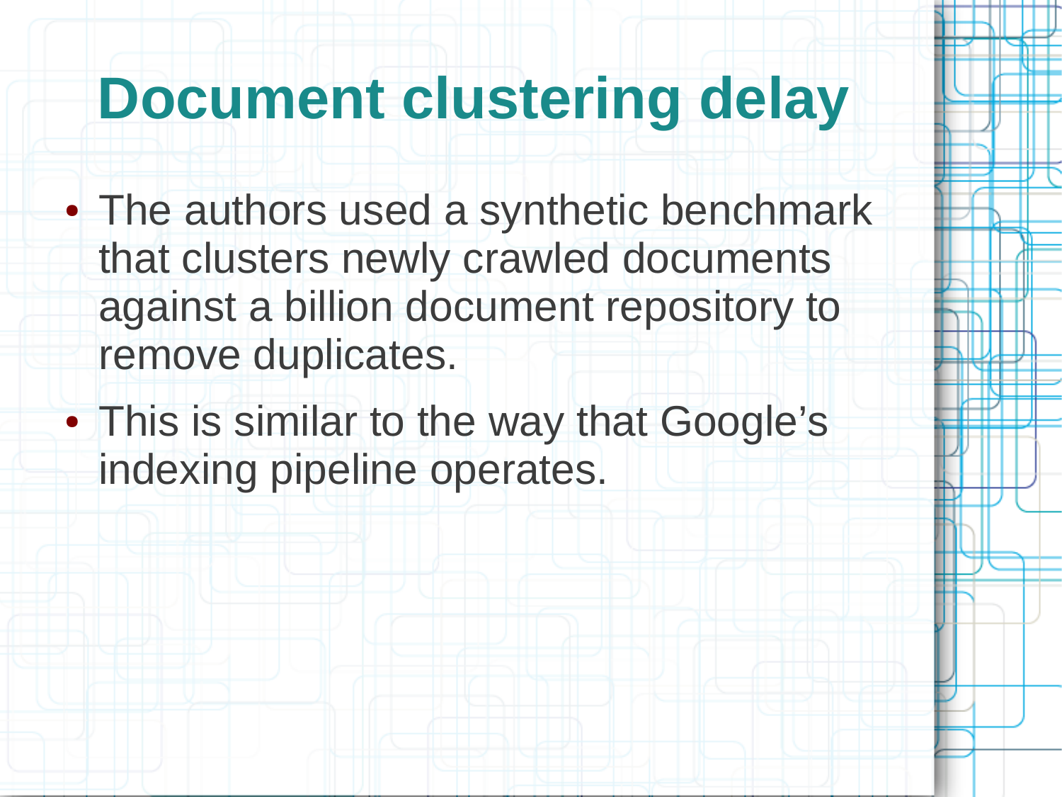# Document clustering delay

- The authors used a synthetic benchmark that clusters newly crawled documents against a billion document repository to remove duplicates.
- This is similar to the way that Google's indexing pipeline operates.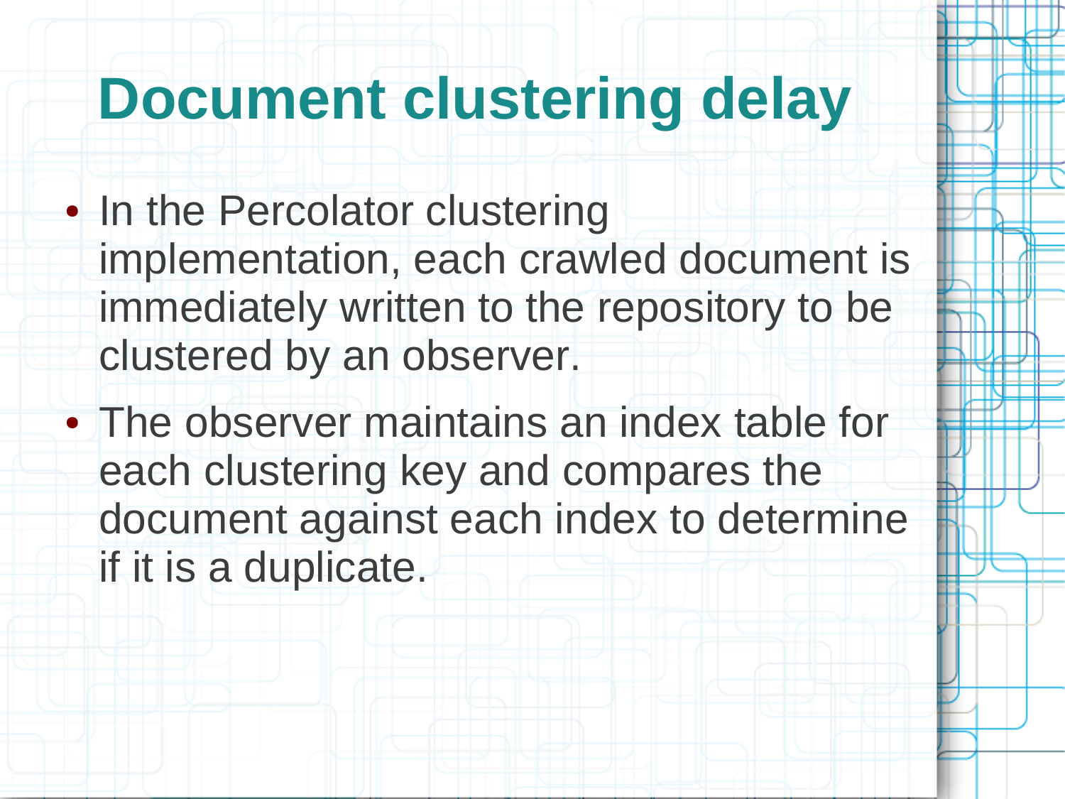# Document clustering delay

- In the Percolator clustering implementation, each crawled document is immediately written to the repository to be clustered by an observer.
- The observer maintains an index table for each clustering key and compares the document against each index to determine if it is a duplicate.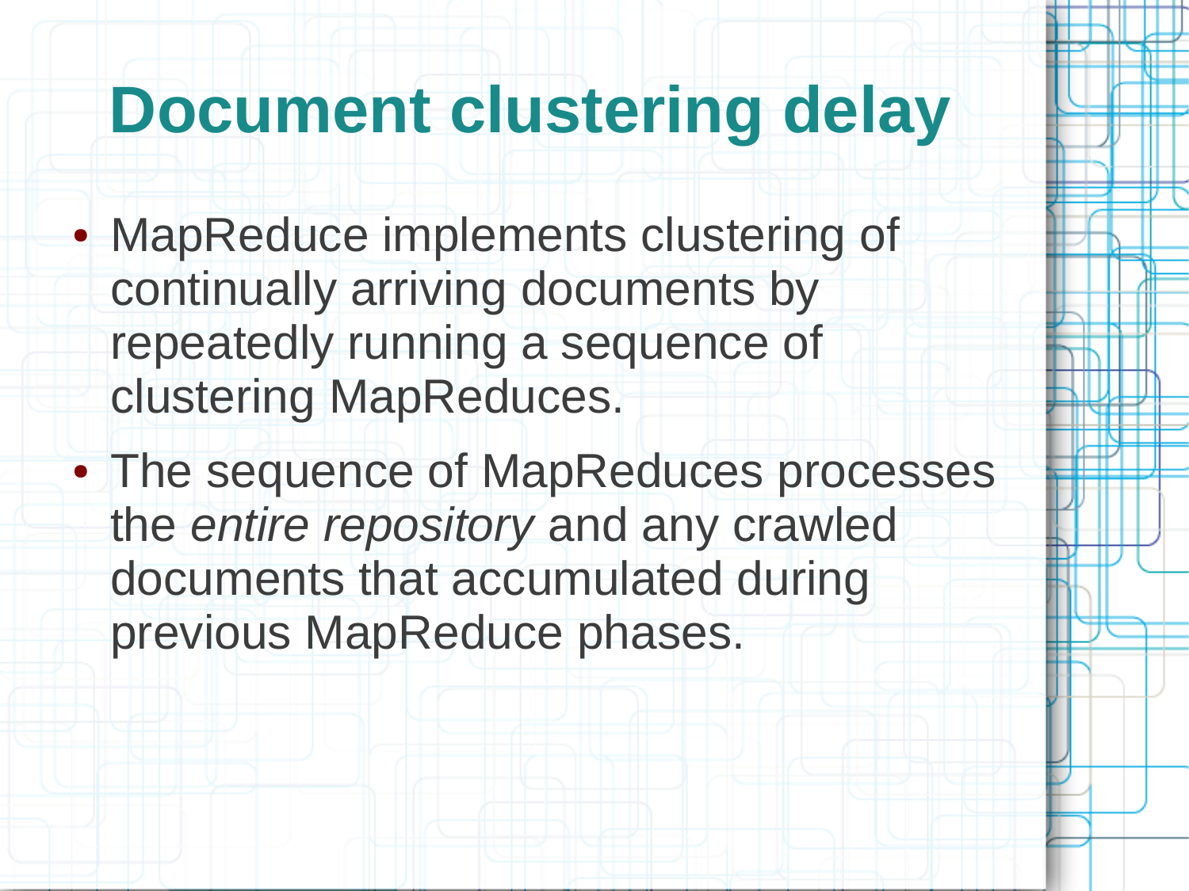# Document clustering delay

- MapReduce implements clustering of continually arriving documents by repeatedly running a sequence of clustering MapReduces.
- The sequence of MapReduces processes the *entire repository* and any crawled documents that accumulated during previous MapReduce phases.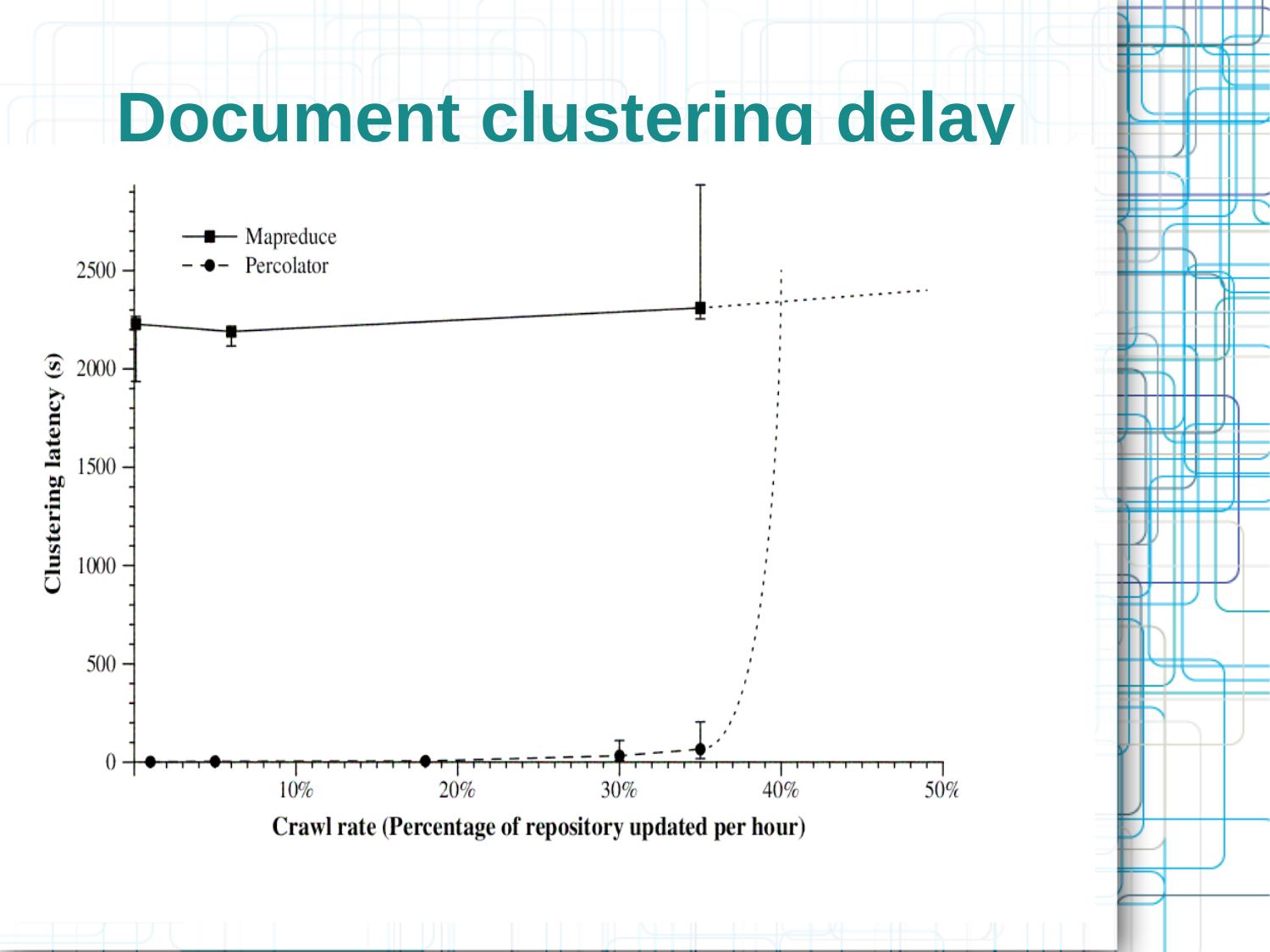# Document clustering delay

| | |
|---|---|
| Mapreduce | Percolator |

Clustering latency (s)

2500
2000
1500
1000
500
0

10% 20% 30% 40% 50%

Crawl rate (Percentage of repository updated per hour)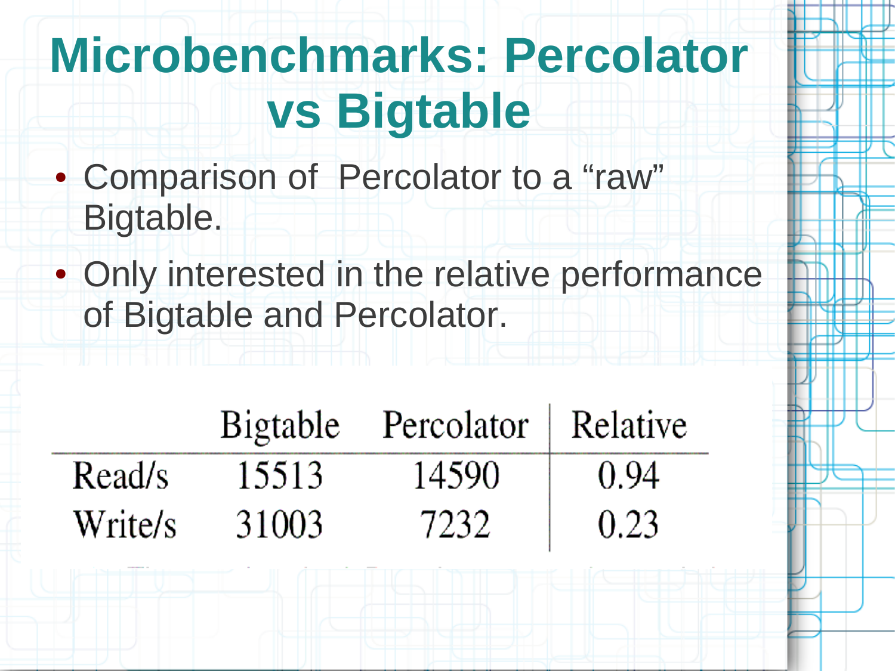# Microbenchmarks: Percolator vs Bigtable

- Comparison of Percolator to a “raw” Bigtable.
- Only interested in the relative performance of Bigtable and Percolator.

| | Bigtable | Percolator | Relative |
|---|---|---|---|
| Read/s | 15513 | 14590 | 0.94 |
| Write/s | 31003 | 7232 | 0.23 |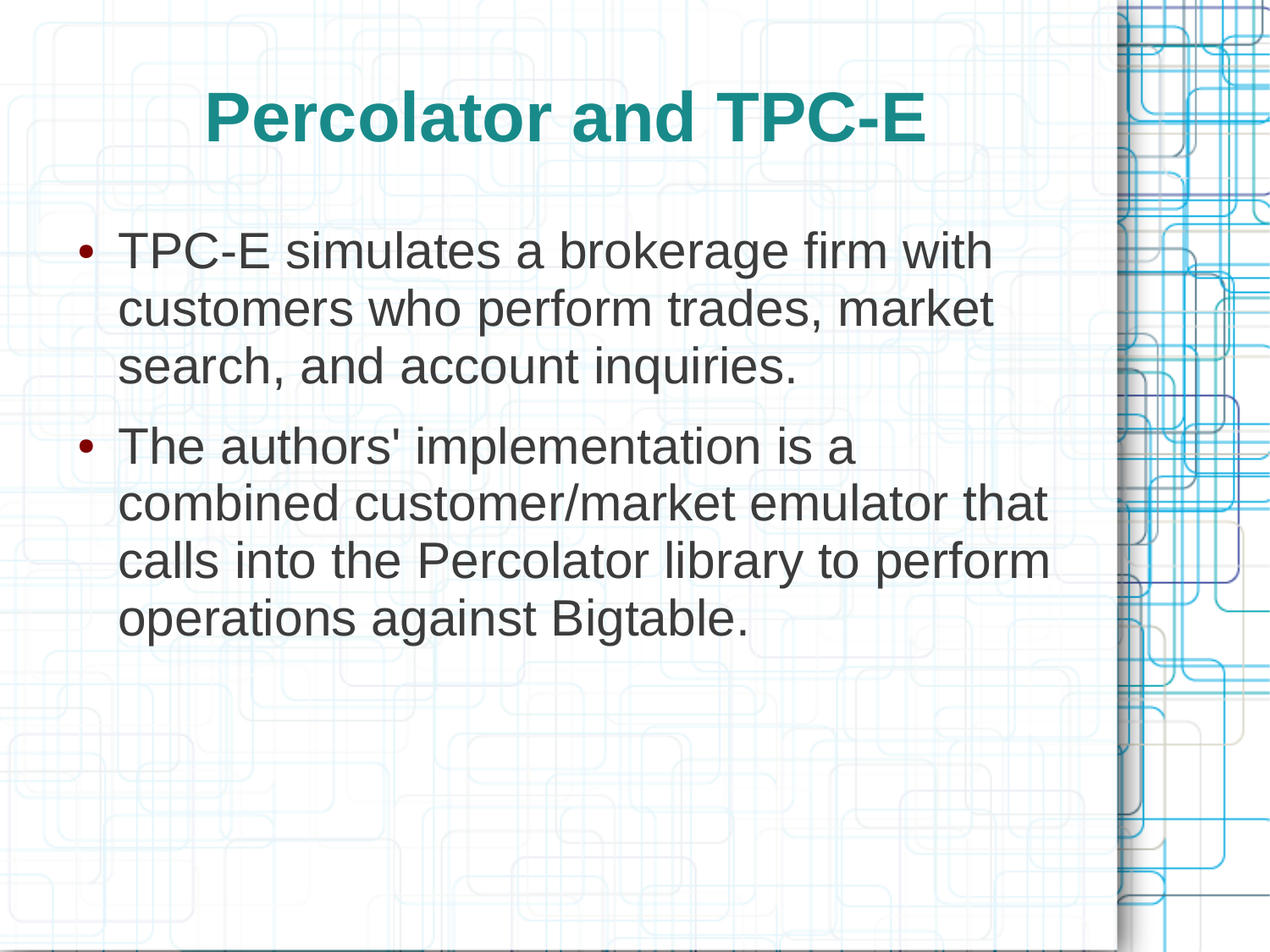# Percolator and TPC-E

- TPC-E simulates a brokerage firm with customers who perform trades, market search, and account inquiries.
- The authors' implementation is a combined customer/market emulator that calls into the Percolator library to perform operations against Bigtable.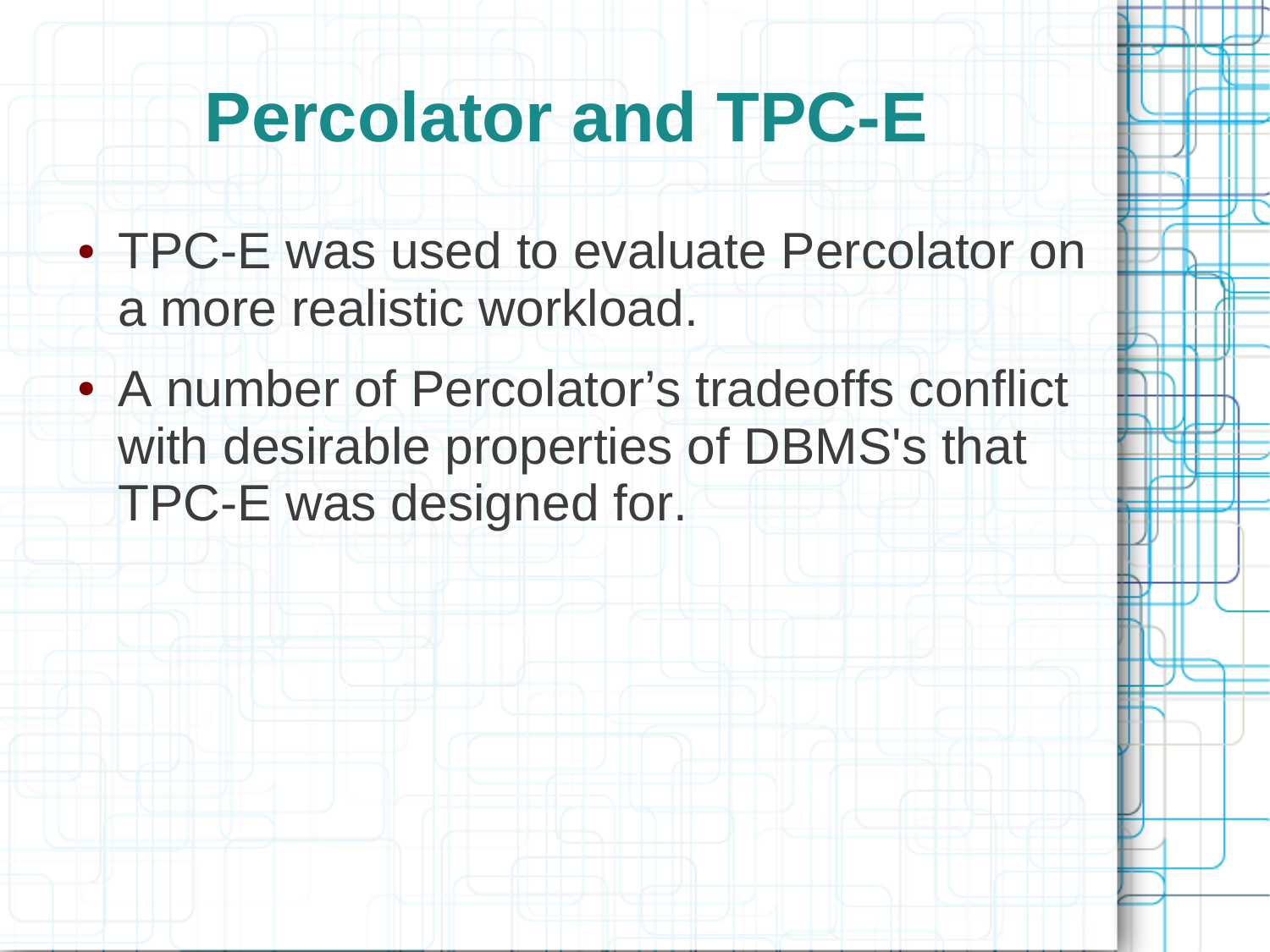# Percolator and TPC-E

- TPC-E was used to evaluate Percolator on a more realistic workload.
- A number of Percolator’s tradeoffs conflict with desirable properties of DBMS's that TPC-E was designed for.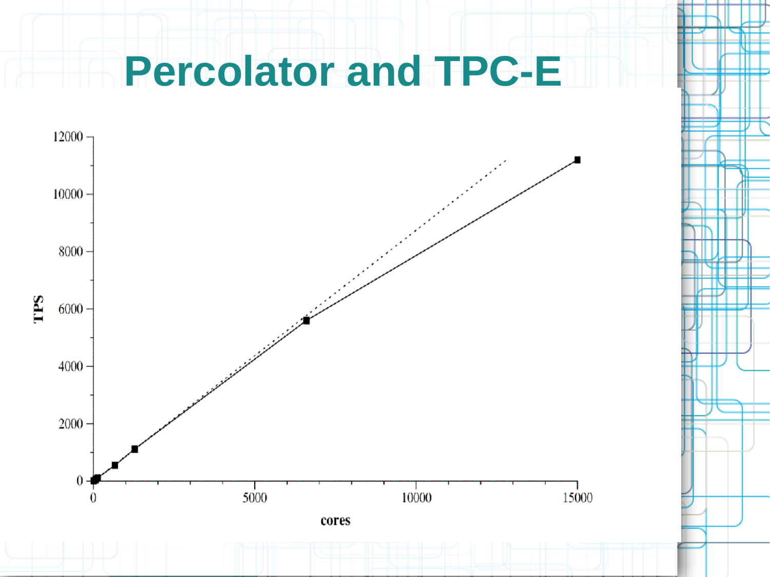# Percolator and TPC-E

TPS

12000

10000

8000

6000

4000

2000

0

0

5000

10000

15000

cores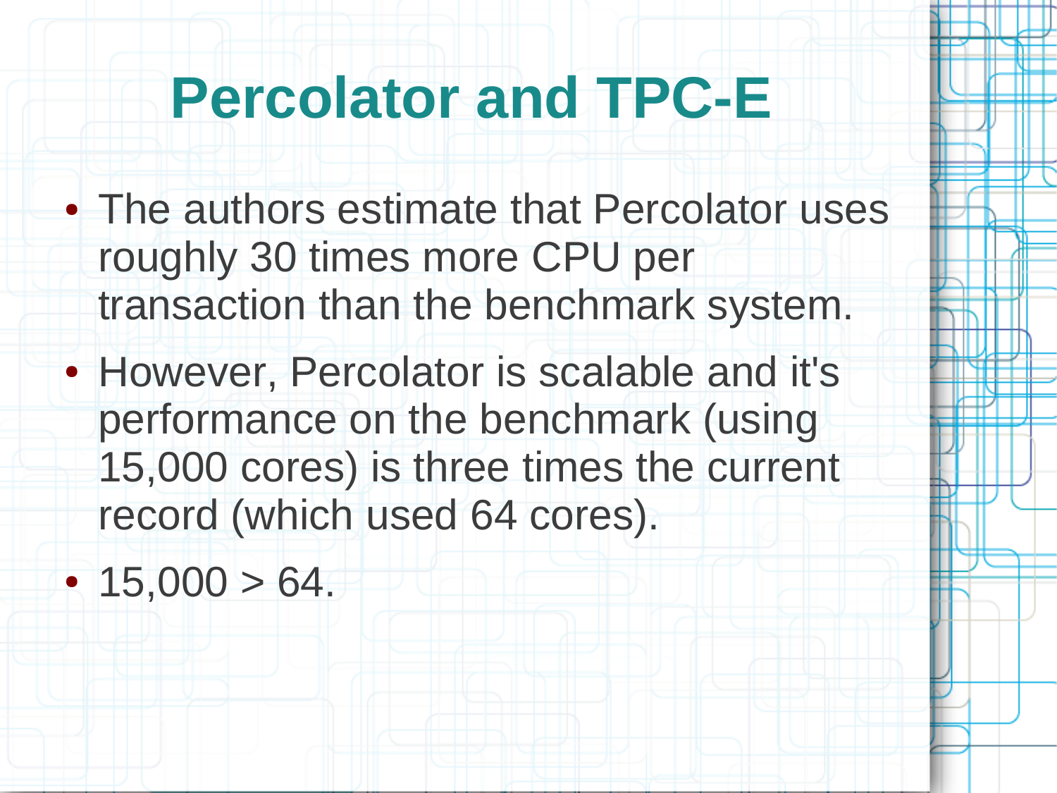# Percolator and TPC-E

- The authors estimate that Percolator uses roughly 30 times more CPU per transaction than the benchmark system.
- However, Percolator is scalable and it's performance on the benchmark (using 15,000 cores) is three times the current record (which used 64 cores).
- 15,000 > 64.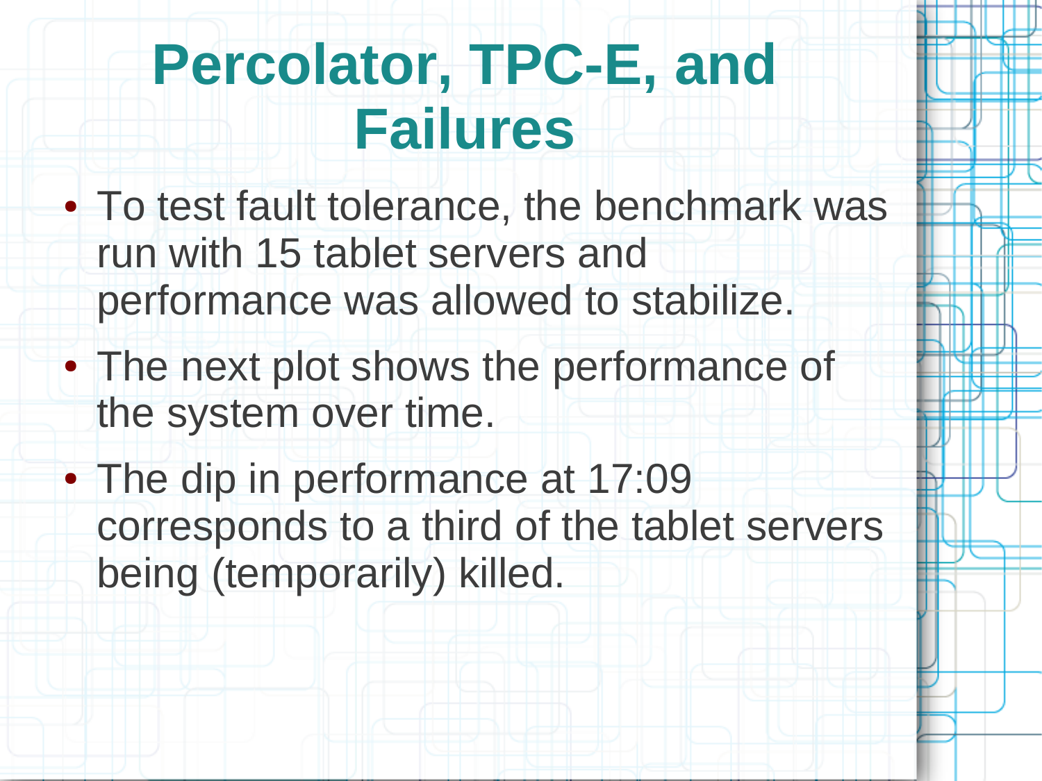# Percolator, TPC-E, and Failures

- To test fault tolerance, the benchmark was run with 15 tablet servers and performance was allowed to stabilize.
- The next plot shows the performance of the system over time.
- The dip in performance at 17:09 corresponds to a third of the tablet servers being (temporarily) killed.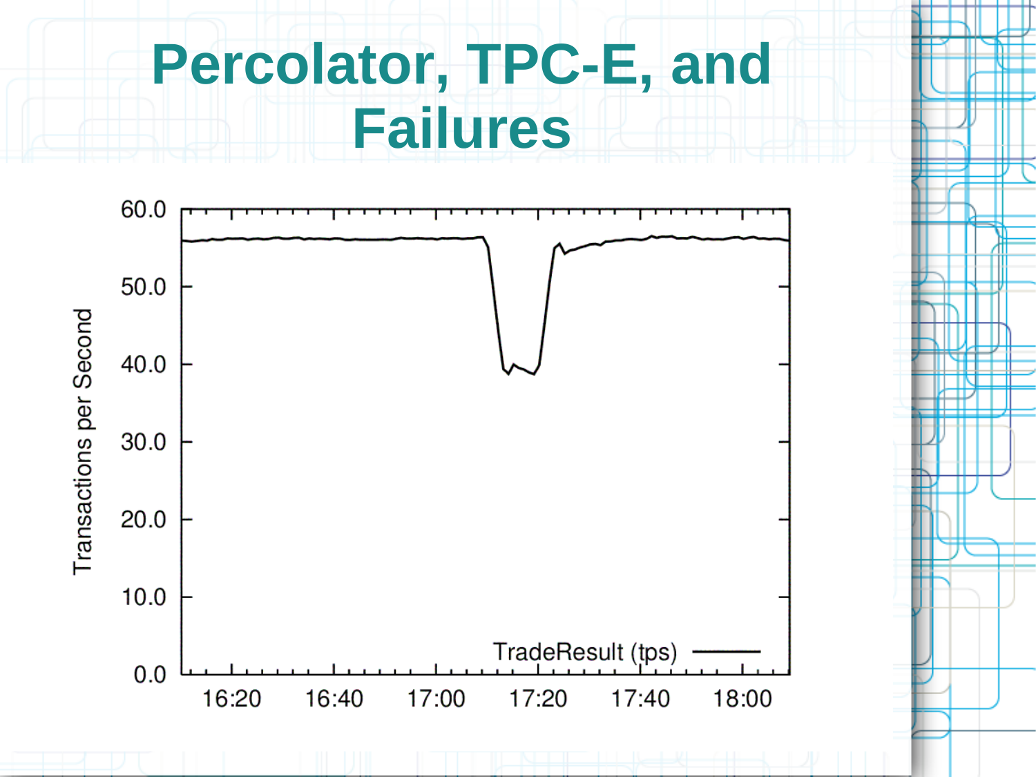# Percolator, TPC-E, and Failures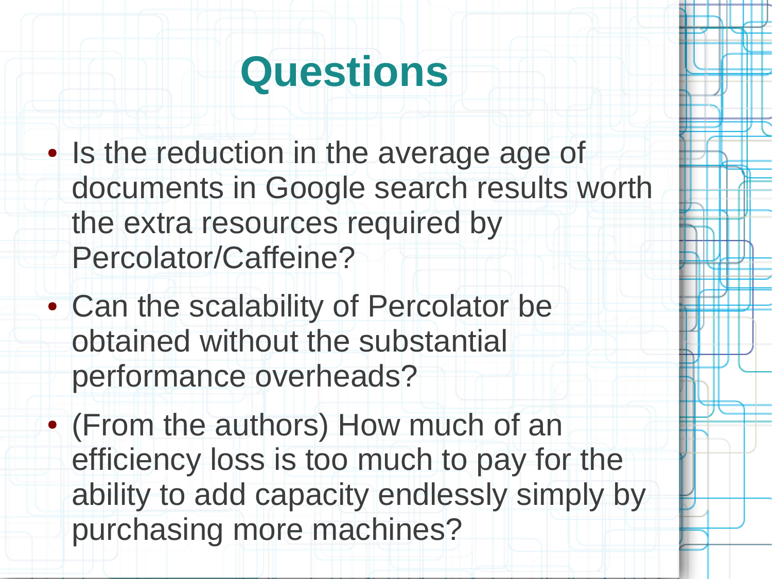# Questions

- Is the reduction in the average age of documents in Google search results worth the extra resources required by Percolator/Caffeine?
- Can the scalability of Percolator be obtained without the substantial performance overheads?
- (From the authors) How much of an efficiency loss is too much to pay for the ability to add capacity endlessly simply by purchasing more machines?